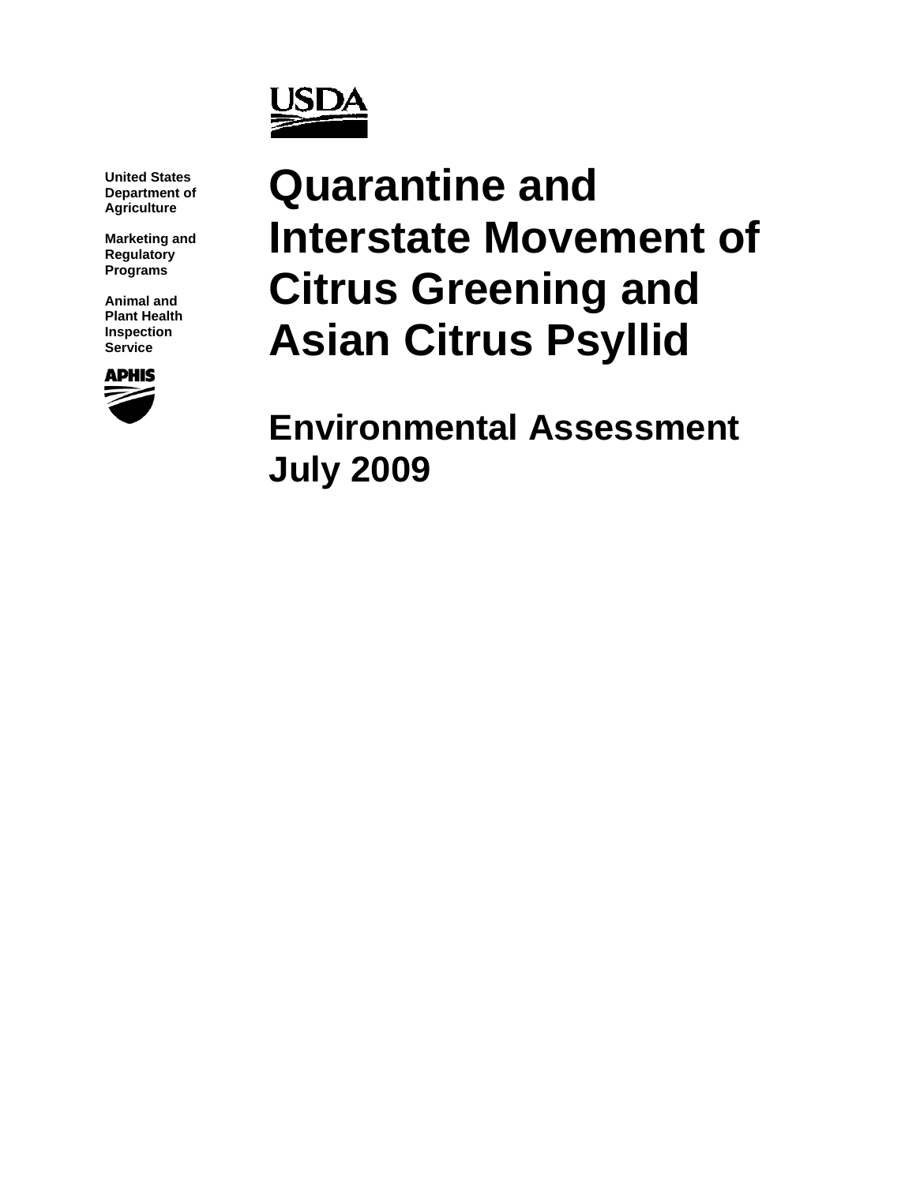United States Department of Agriculture

Marketing and Regulatory Programs

Animal and Plant Health Inspection Service

# Quarantine and Interstate Movement of Citrus Greening and Asian Citrus Psyllid

## Environmental Assessment July 2009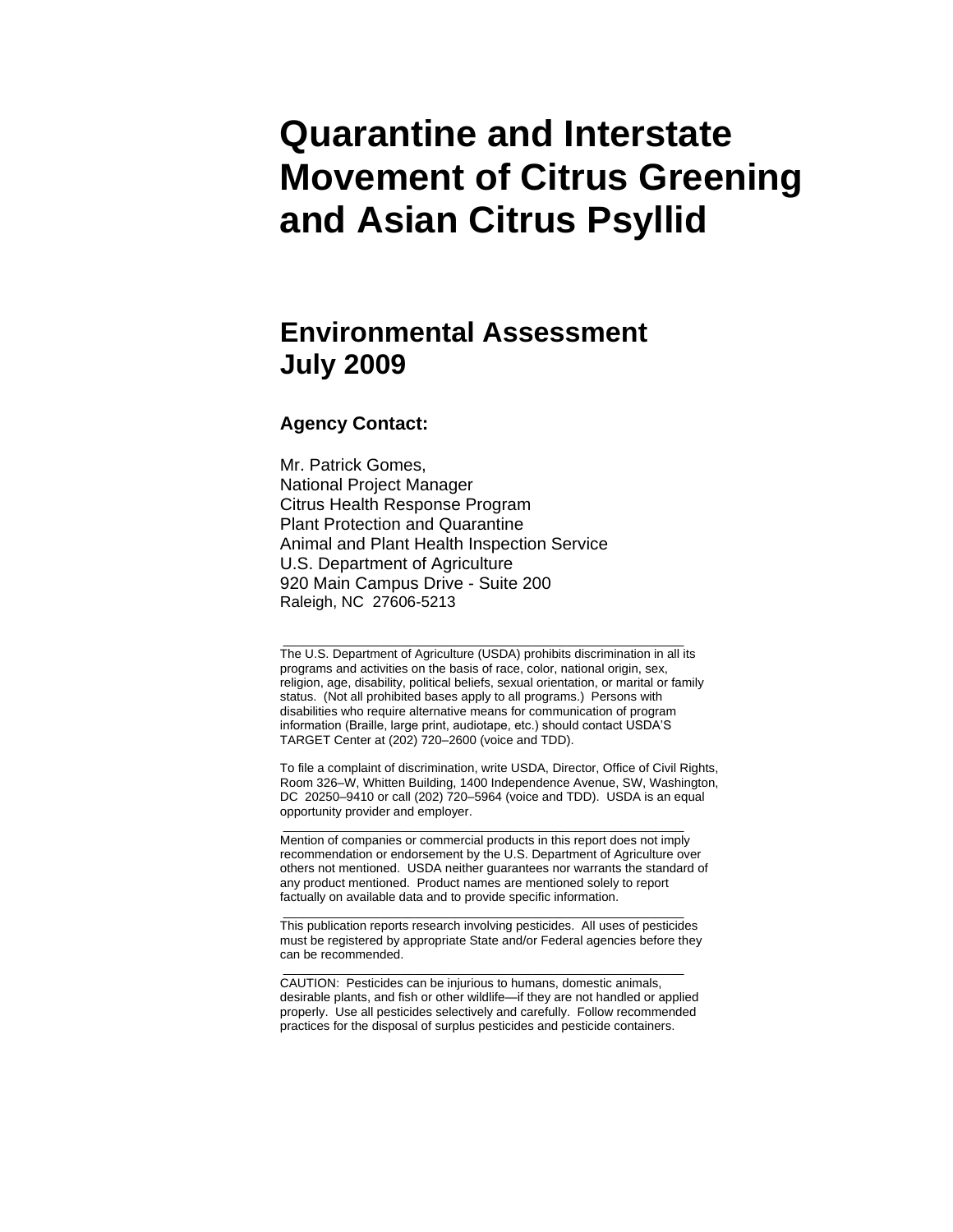# Quarantine and Interstate Movement of Citrus Greening and Asian Citrus Psyllid

## Environmental Assessment
## July 2009

### Agency Contact:

Mr. Patrick Gomes,
National Project Manager
Citrus Health Response Program
Plant Protection and Quarantine
Animal and Plant Health Inspection Service
U.S. Department of Agriculture
920 Main Campus Drive - Suite 200
Raleigh, NC 27606-5213

---

The U.S. Department of Agriculture (USDA) prohibits discrimination in all its programs and activities on the basis of race, color, national origin, sex, religion, age, disability, political beliefs, sexual orientation, or marital or family status. (Not all prohibited bases apply to all programs.) Persons with disabilities who require alternative means for communication of program information (Braille, large print, audiotape, etc.) should contact USDA'S TARGET Center at (202) 720–2600 (voice and TDD).

To file a complaint of discrimination, write USDA, Director, Office of Civil Rights, Room 326–W, Whitten Building, 1400 Independence Avenue, SW, Washington, DC 20250–9410 or call (202) 720–5964 (voice and TDD). USDA is an equal opportunity provider and employer.

---

Mention of companies or commercial products in this report does not imply recommendation or endorsement by the U.S. Department of Agriculture over others not mentioned. USDA neither guarantees nor warrants the standard of any product mentioned. Product names are mentioned solely to report factually on available data and to provide specific information.

---

This publication reports research involving pesticides. All uses of pesticides must be registered by appropriate State and/or Federal agencies before they can be recommended.

---

CAUTION: Pesticides can be injurious to humans, domestic animals, desirable plants, and fish or other wildlife—if they are not handled or applied properly. Use all pesticides selectively and carefully. Follow recommended practices for the disposal of surplus pesticides and pesticide containers.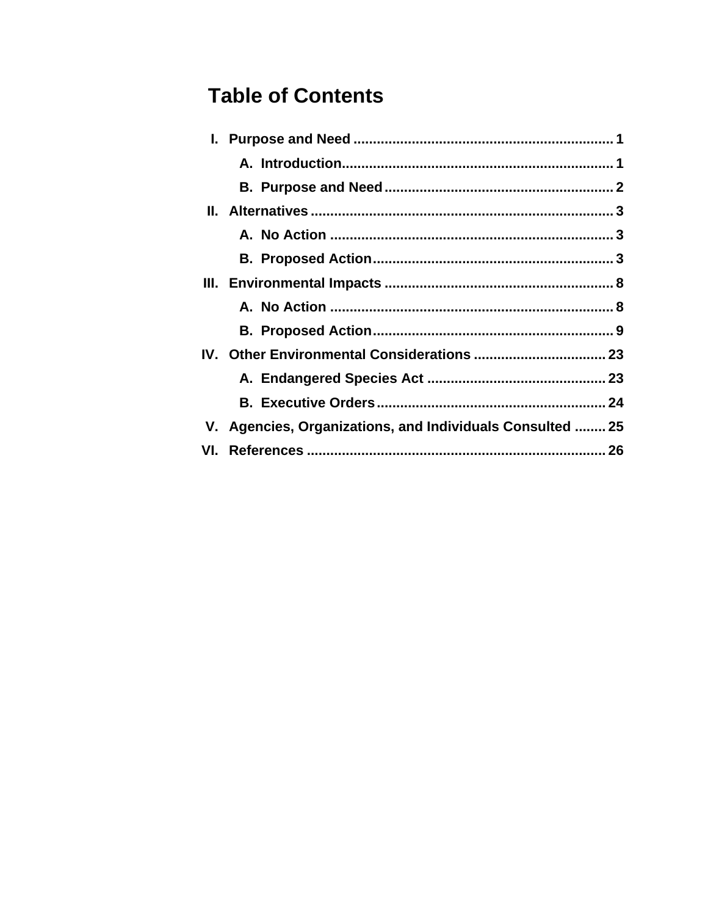# Table of Contents

I. Purpose and Need .......... 1
- A. Introduction .......... 1
- B. Purpose and Need .......... 2

II. Alternatives .......... 3
- A. No Action .......... 3
- B. Proposed Action .......... 3

III. Environmental Impacts .......... 8
- A. No Action .......... 8
- B. Proposed Action .......... 9

IV. Other Environmental Considerations .......... 23
- A. Endangered Species Act .......... 23
- B. Executive Orders .......... 24

V. Agencies, Organizations, and Individuals Consulted .......... 25

VI. References .......... 26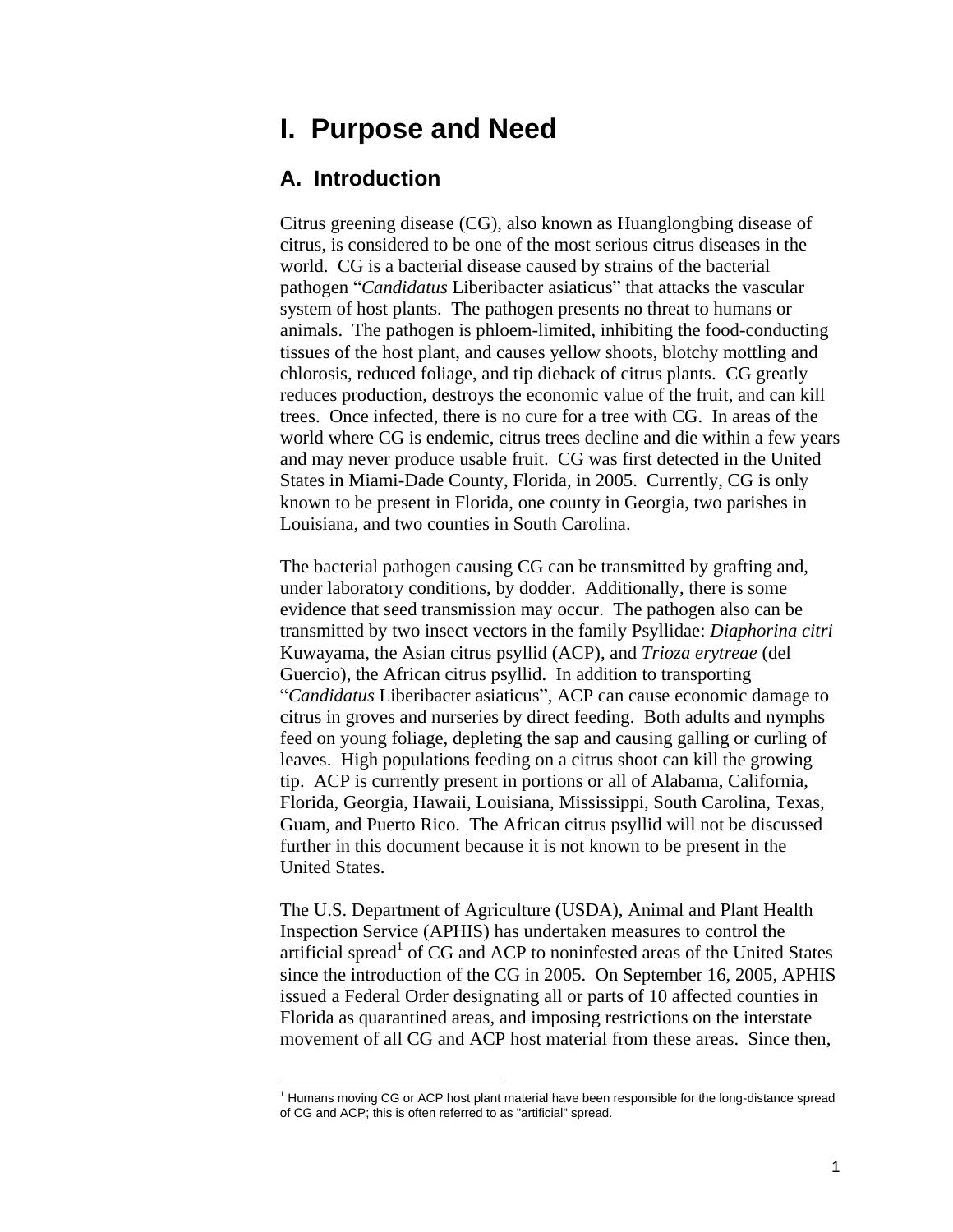# I. Purpose and Need

## A. Introduction

Citrus greening disease (CG), also known as Huanglongbing disease of citrus, is considered to be one of the most serious citrus diseases in the world. CG is a bacterial disease caused by strains of the bacterial pathogen "*Candidatus* Liberibacter asiaticus" that attacks the vascular system of host plants. The pathogen presents no threat to humans or animals. The pathogen is phloem-limited, inhibiting the food-conducting tissues of the host plant, and causes yellow shoots, blotchy mottling and chlorosis, reduced foliage, and tip dieback of citrus plants. CG greatly reduces production, destroys the economic value of the fruit, and can kill trees. Once infected, there is no cure for a tree with CG. In areas of the world where CG is endemic, citrus trees decline and die within a few years and may never produce usable fruit. CG was first detected in the United States in Miami-Dade County, Florida, in 2005. Currently, CG is only known to be present in Florida, one county in Georgia, two parishes in Louisiana, and two counties in South Carolina.

The bacterial pathogen causing CG can be transmitted by grafting and, under laboratory conditions, by dodder. Additionally, there is some evidence that seed transmission may occur. The pathogen also can be transmitted by two insect vectors in the family Psyllidae: *Diaphorina citri* Kuwayama, the Asian citrus psyllid (ACP), and *Trioza erytreae* (del Guercio), the African citrus psyllid. In addition to transporting "*Candidatus* Liberibacter asiaticus", ACP can cause economic damage to citrus in groves and nurseries by direct feeding. Both adults and nymphs feed on young foliage, depleting the sap and causing galling or curling of leaves. High populations feeding on a citrus shoot can kill the growing tip. ACP is currently present in portions or all of Alabama, California, Florida, Georgia, Hawaii, Louisiana, Mississippi, South Carolina, Texas, Guam, and Puerto Rico. The African citrus psyllid will not be discussed further in this document because it is not known to be present in the United States.

The U.S. Department of Agriculture (USDA), Animal and Plant Health Inspection Service (APHIS) has undertaken measures to control the artificial spread[1] of CG and ACP to noninfested areas of the United States since the introduction of the CG in 2005. On September 16, 2005, APHIS issued a Federal Order designating all or parts of 10 affected counties in Florida as quarantined areas, and imposing restrictions on the interstate movement of all CG and ACP host material from these areas. Since then,

[1] Humans moving CG or ACP host plant material have been responsible for the long-distance spread of CG and ACP; this is often referred to as "artificial" spread.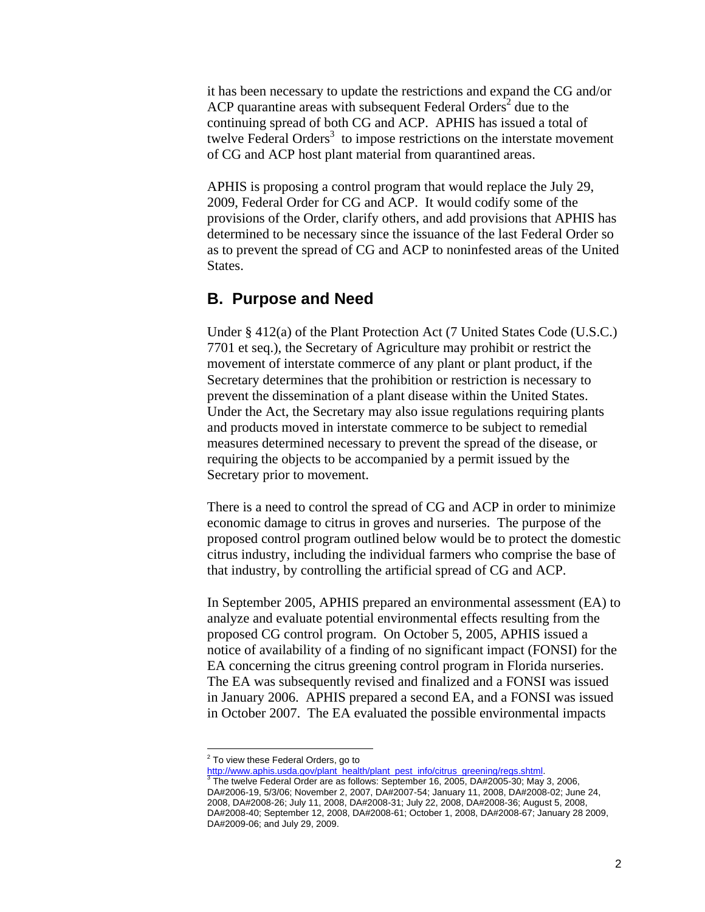it has been necessary to update the restrictions and expand the CG and/or ACP quarantine areas with subsequent Federal Orders[2] due to the continuing spread of both CG and ACP. APHIS has issued a total of twelve Federal Orders[3] to impose restrictions on the interstate movement of CG and ACP host plant material from quarantined areas.

APHIS is proposing a control program that would replace the July 29, 2009, Federal Order for CG and ACP. It would codify some of the provisions of the Order, clarify others, and add provisions that APHIS has determined to be necessary since the issuance of the last Federal Order so as to prevent the spread of CG and ACP to noninfested areas of the United States.

## B. Purpose and Need

Under § 412(a) of the Plant Protection Act (7 United States Code (U.S.C.) 7701 et seq.), the Secretary of Agriculture may prohibit or restrict the movement of interstate commerce of any plant or plant product, if the Secretary determines that the prohibition or restriction is necessary to prevent the dissemination of a plant disease within the United States. Under the Act, the Secretary may also issue regulations requiring plants and products moved in interstate commerce to be subject to remedial measures determined necessary to prevent the spread of the disease, or requiring the objects to be accompanied by a permit issued by the Secretary prior to movement.

There is a need to control the spread of CG and ACP in order to minimize economic damage to citrus in groves and nurseries. The purpose of the proposed control program outlined below would be to protect the domestic citrus industry, including the individual farmers who comprise the base of that industry, by controlling the artificial spread of CG and ACP.

In September 2005, APHIS prepared an environmental assessment (EA) to analyze and evaluate potential environmental effects resulting from the proposed CG control program. On October 5, 2005, APHIS issued a notice of availability of a finding of no significant impact (FONSI) for the EA concerning the citrus greening control program in Florida nurseries. The EA was subsequently revised and finalized and a FONSI was issued in January 2006. APHIS prepared a second EA, and a FONSI was issued in October 2007. The EA evaluated the possible environmental impacts

---

[2] To view these Federal Orders, go to http://www.aphis.usda.gov/plant_health/plant_pest_info/citrus_greening/regs.shtml.

[3] The twelve Federal Order are as follows: September 16, 2005, DA#2005-30; May 3, 2006, DA#2006-19, 5/3/06; November 2, 2007, DA#2007-54; January 11, 2008, DA#2008-02; June 24, 2008, DA#2008-26; July 11, 2008, DA#2008-31; July 22, 2008, DA#2008-36; August 5, 2008, DA#2008-40; September 12, 2008, DA#2008-61; October 1, 2008, DA#2008-67; January 28 2009, DA#2009-06; and July 29, 2009.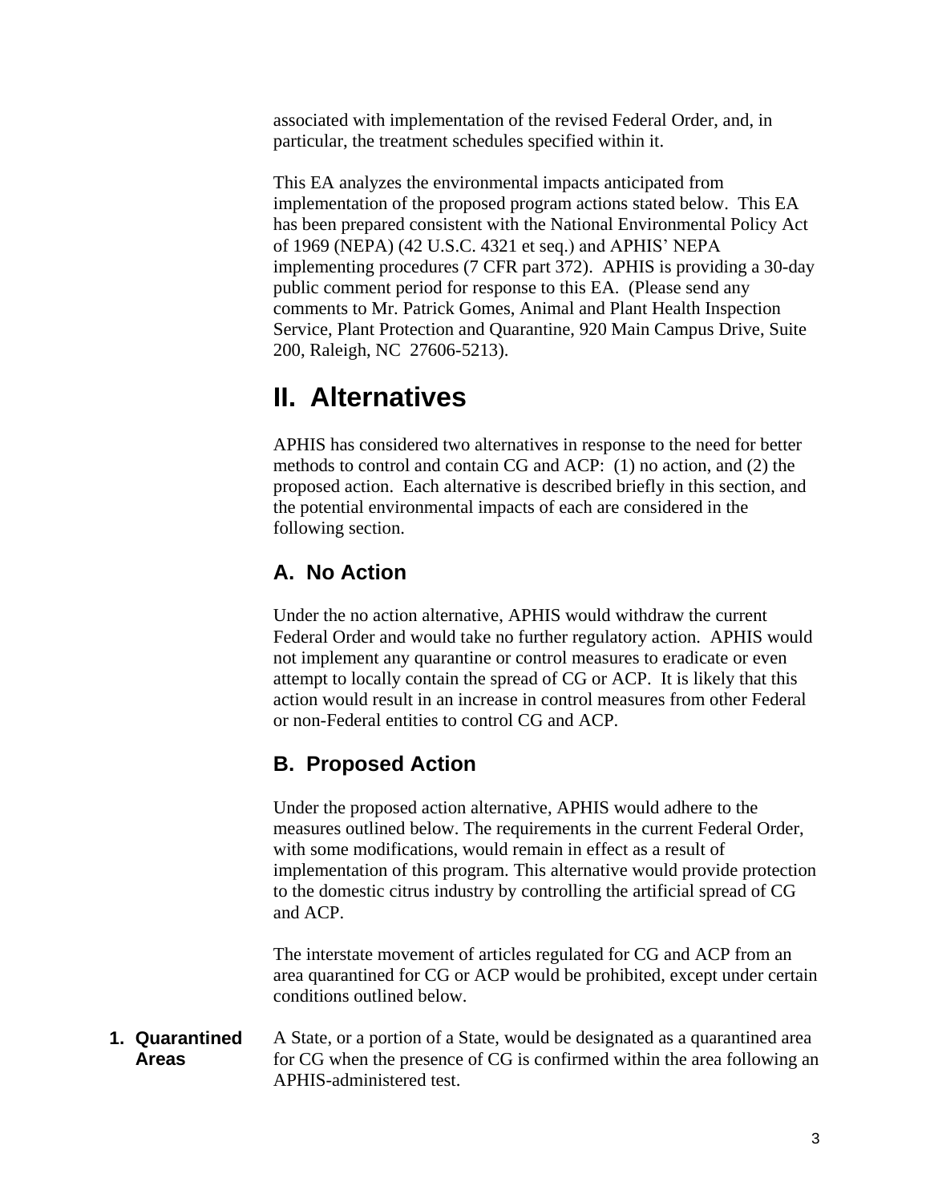associated with implementation of the revised Federal Order, and, in particular, the treatment schedules specified within it.

This EA analyzes the environmental impacts anticipated from implementation of the proposed program actions stated below. This EA has been prepared consistent with the National Environmental Policy Act of 1969 (NEPA) (42 U.S.C. 4321 et seq.) and APHIS' NEPA implementing procedures (7 CFR part 372). APHIS is providing a 30-day public comment period for response to this EA. (Please send any comments to Mr. Patrick Gomes, Animal and Plant Health Inspection Service, Plant Protection and Quarantine, 920 Main Campus Drive, Suite 200, Raleigh, NC 27606-5213).

# II. Alternatives

APHIS has considered two alternatives in response to the need for better methods to control and contain CG and ACP: (1) no action, and (2) the proposed action. Each alternative is described briefly in this section, and the potential environmental impacts of each are considered in the following section.

## A. No Action

Under the no action alternative, APHIS would withdraw the current Federal Order and would take no further regulatory action. APHIS would not implement any quarantine or control measures to eradicate or even attempt to locally contain the spread of CG or ACP. It is likely that this action would result in an increase in control measures from other Federal or non-Federal entities to control CG and ACP.

## B. Proposed Action

Under the proposed action alternative, APHIS would adhere to the measures outlined below. The requirements in the current Federal Order, with some modifications, would remain in effect as a result of implementation of this program. This alternative would provide protection to the domestic citrus industry by controlling the artificial spread of CG and ACP.

The interstate movement of articles regulated for CG and ACP from an area quarantined for CG or ACP would be prohibited, except under certain conditions outlined below.

### 1. Quarantined Areas

A State, or a portion of a State, would be designated as a quarantined area for CG when the presence of CG is confirmed within the area following an APHIS-administered test.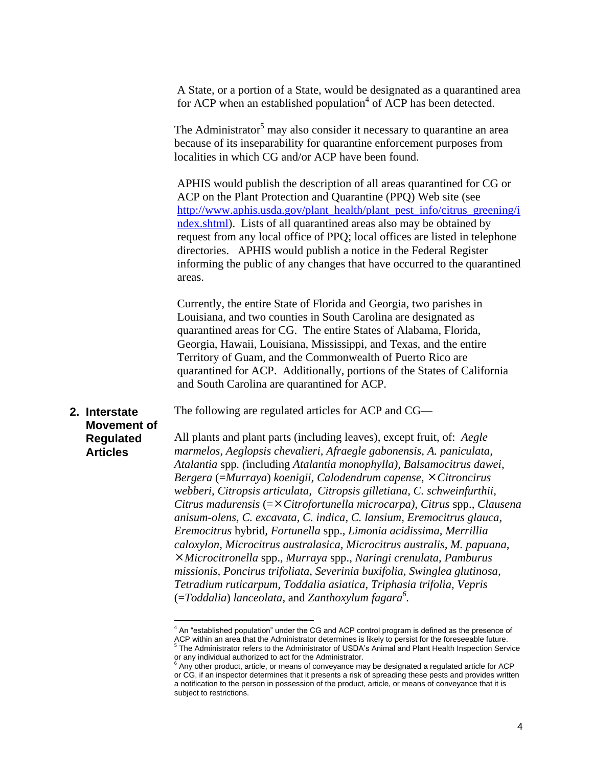A State, or a portion of a State, would be designated as a quarantined area for ACP when an established population[4] of ACP has been detected.

The Administrator[5] may also consider it necessary to quarantine an area because of its inseparability for quarantine enforcement purposes from localities in which CG and/or ACP have been found.

APHIS would publish the description of all areas quarantined for CG or ACP on the Plant Protection and Quarantine (PPQ) Web site (see http://www.aphis.usda.gov/plant_health/plant_pest_info/citrus_greening/index.shtml). Lists of all quarantined areas also may be obtained by request from any local office of PPQ; local offices are listed in telephone directories. APHIS would publish a notice in the Federal Register informing the public of any changes that have occurred to the quarantined areas.

Currently, the entire State of Florida and Georgia, two parishes in Louisiana, and two counties in South Carolina are designated as quarantined areas for CG. The entire States of Alabama, Florida, Georgia, Hawaii, Louisiana, Mississippi, and Texas, and the entire Territory of Guam, and the Commonwealth of Puerto Rico are quarantined for ACP. Additionally, portions of the States of California and South Carolina are quarantined for ACP.

## 2. Interstate Movement of Regulated Articles

The following are regulated articles for ACP and CG—

All plants and plant parts (including leaves), except fruit, of: *Aegle marmelos, Aeglopsis chevalieri, Afraegle gabonensis, A. paniculata, Atalantia* spp. (including *Atalantia monophylla), Balsamocitrus dawei, Bergera* (=*Murraya*) *koenigii, Calodendrum capense,* ×*Citroncirus webberi, Citropsis articulata, Citropsis gilletiana, C. schweinfurthii, Citrus madurensis* (=×*Citrofortunella microcarpa), Citrus* spp.*, Clausena anisum-olens, C. excavata, C. indica, C. lansium, Eremocitrus glauca, Eremocitrus* hybrid*, Fortunella* spp.*, Limonia acidissima, Merrillia caloxylon, Microcitrus australasica, Microcitrus australis, M. papuana,* ×*Microcitronella* spp.*, Murraya* spp.*, Naringi crenulata, Pamburus missionis, Poncirus trifoliata, Severinia buxifolia, Swinglea glutinosa, Tetradium ruticarpum, Toddalia asiatica, Triphasia trifolia, Vepris* (=*Toddalia*) *lanceolata,* and *Zanthoxylum fagara*[6].

---

[4] An "established population" under the CG and ACP control program is defined as the presence of ACP within an area that the Administrator determines is likely to persist for the foreseeable future.

[5] The Administrator refers to the Administrator of USDA's Animal and Plant Health Inspection Service or any individual authorized to act for the Administrator.

[6] Any other product, article, or means of conveyance may be designated a regulated article for ACP or CG, if an inspector determines that it presents a risk of spreading these pests and provides written a notification to the person in possession of the product, article, or means of conveyance that it is subject to restrictions.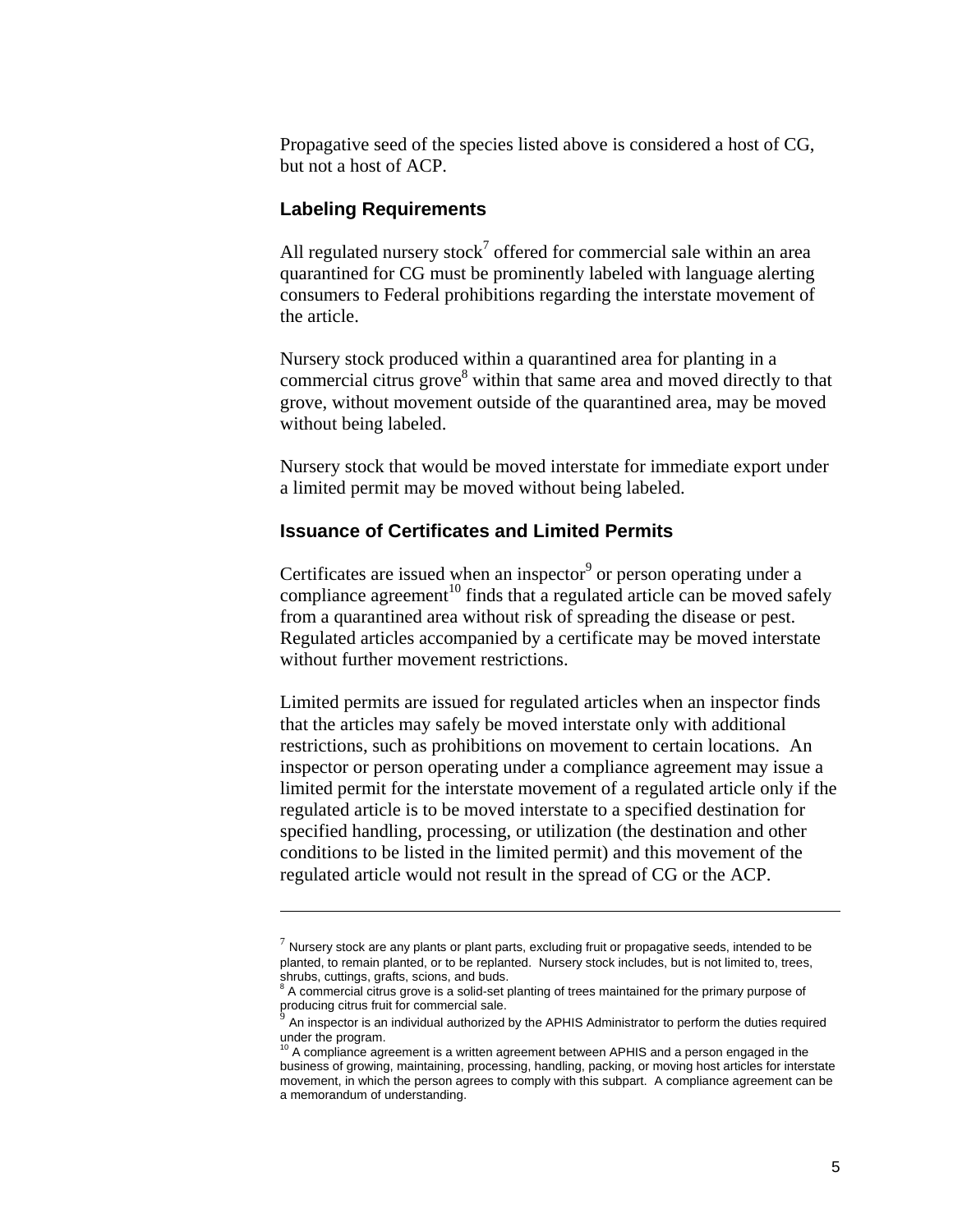Propagative seed of the species listed above is considered a host of CG, but not a host of ACP.

### Labeling Requirements

All regulated nursery stock[7] offered for commercial sale within an area quarantined for CG must be prominently labeled with language alerting consumers to Federal prohibitions regarding the interstate movement of the article.

Nursery stock produced within a quarantined area for planting in a commercial citrus grove[8] within that same area and moved directly to that grove, without movement outside of the quarantined area, may be moved without being labeled.

Nursery stock that would be moved interstate for immediate export under a limited permit may be moved without being labeled.

### Issuance of Certificates and Limited Permits

Certificates are issued when an inspector[9] or person operating under a compliance agreement[10] finds that a regulated article can be moved safely from a quarantined area without risk of spreading the disease or pest. Regulated articles accompanied by a certificate may be moved interstate without further movement restrictions.

Limited permits are issued for regulated articles when an inspector finds that the articles may safely be moved interstate only with additional restrictions, such as prohibitions on movement to certain locations. An inspector or person operating under a compliance agreement may issue a limited permit for the interstate movement of a regulated article only if the regulated article is to be moved interstate to a specified destination for specified handling, processing, or utilization (the destination and other conditions to be listed in the limited permit) and this movement of the regulated article would not result in the spread of CG or the ACP.

---

[7] Nursery stock are any plants or plant parts, excluding fruit or propagative seeds, intended to be planted, to remain planted, or to be replanted. Nursery stock includes, but is not limited to, trees, shrubs, cuttings, grafts, scions, and buds.

[8] A commercial citrus grove is a solid-set planting of trees maintained for the primary purpose of producing citrus fruit for commercial sale.

[9] An inspector is an individual authorized by the APHIS Administrator to perform the duties required under the program.

[10] A compliance agreement is a written agreement between APHIS and a person engaged in the business of growing, maintaining, processing, handling, packing, or moving host articles for interstate movement, in which the person agrees to comply with this subpart. A compliance agreement can be a memorandum of understanding.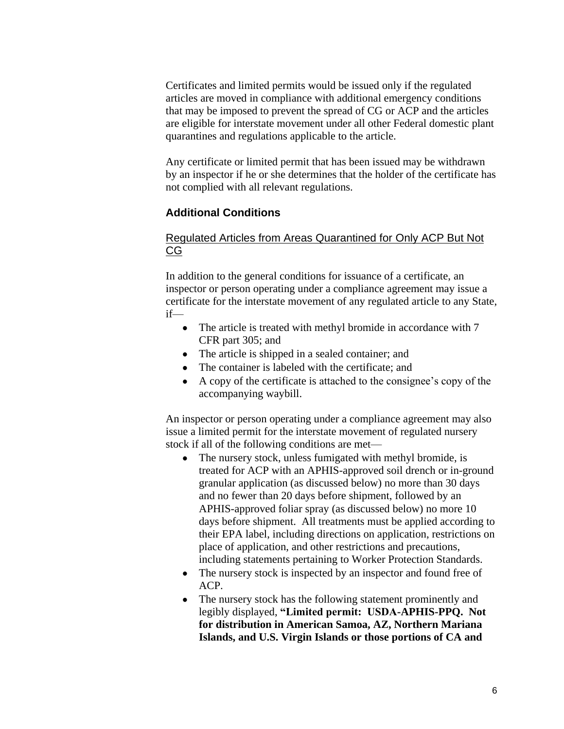Certificates and limited permits would be issued only if the regulated articles are moved in compliance with additional emergency conditions that may be imposed to prevent the spread of CG or ACP and the articles are eligible for interstate movement under all other Federal domestic plant quarantines and regulations applicable to the article.

Any certificate or limited permit that has been issued may be withdrawn by an inspector if he or she determines that the holder of the certificate has not complied with all relevant regulations.

### Additional Conditions

#### Regulated Articles from Areas Quarantined for Only ACP But Not CG

In addition to the general conditions for issuance of a certificate, an inspector or person operating under a compliance agreement may issue a certificate for the interstate movement of any regulated article to any State, if—

- The article is treated with methyl bromide in accordance with 7 CFR part 305; and
- The article is shipped in a sealed container; and
- The container is labeled with the certificate; and
- A copy of the certificate is attached to the consignee's copy of the accompanying waybill.

An inspector or person operating under a compliance agreement may also issue a limited permit for the interstate movement of regulated nursery stock if all of the following conditions are met—

- The nursery stock, unless fumigated with methyl bromide, is treated for ACP with an APHIS-approved soil drench or in-ground granular application (as discussed below) no more than 30 days and no fewer than 20 days before shipment, followed by an APHIS-approved foliar spray (as discussed below) no more 10 days before shipment. All treatments must be applied according to their EPA label, including directions on application, restrictions on place of application, and other restrictions and precautions, including statements pertaining to Worker Protection Standards.
- The nursery stock is inspected by an inspector and found free of ACP.
- The nursery stock has the following statement prominently and legibly displayed, **"Limited permit: USDA-APHIS-PPQ. Not for distribution in American Samoa, AZ, Northern Mariana Islands, and U.S. Virgin Islands or those portions of CA and**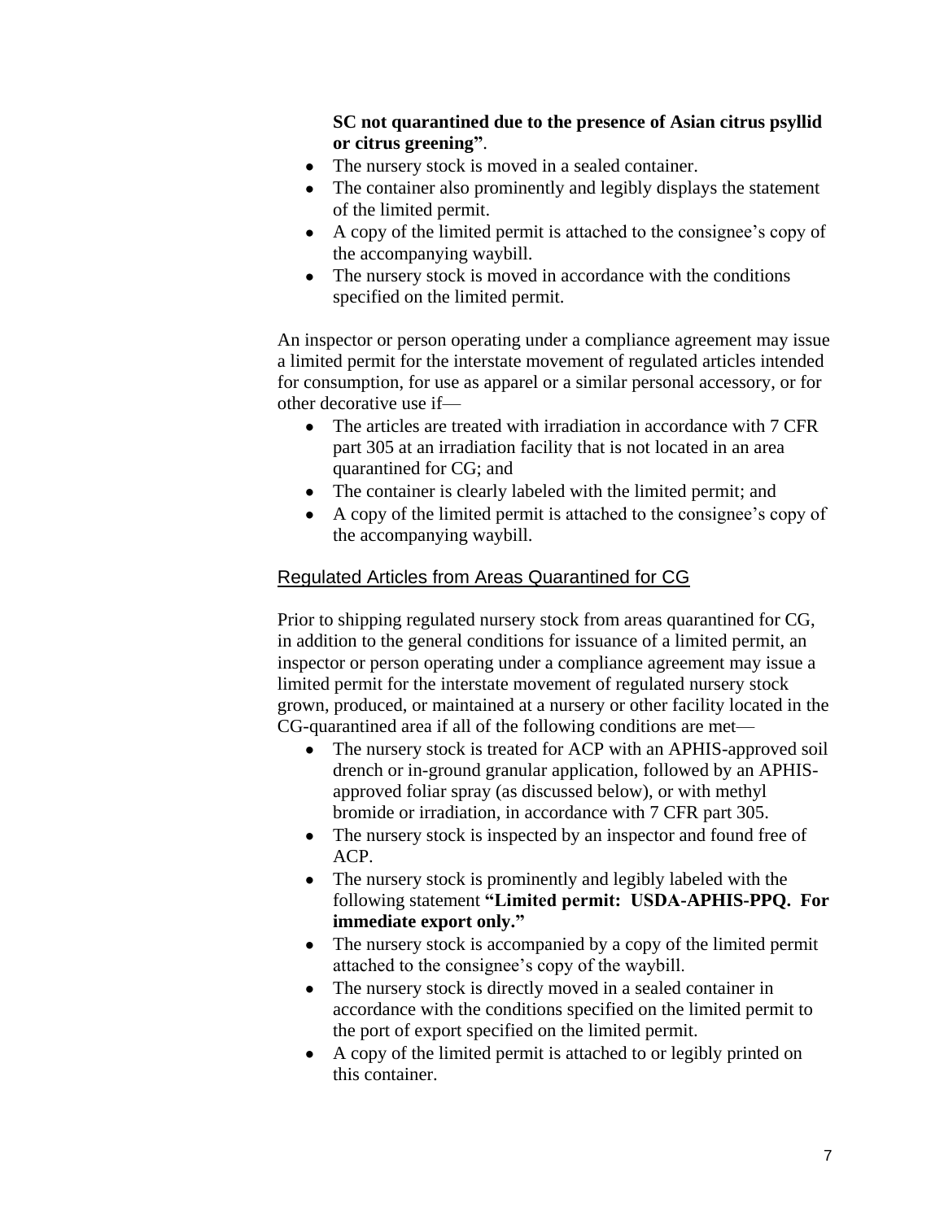**SC not quarantined due to the presence of Asian citrus psyllid or citrus greening"**.

- The nursery stock is moved in a sealed container.
- The container also prominently and legibly displays the statement of the limited permit.
- A copy of the limited permit is attached to the consignee's copy of the accompanying waybill.
- The nursery stock is moved in accordance with the conditions specified on the limited permit.

An inspector or person operating under a compliance agreement may issue a limited permit for the interstate movement of regulated articles intended for consumption, for use as apparel or a similar personal accessory, or for other decorative use if—

- The articles are treated with irradiation in accordance with 7 CFR part 305 at an irradiation facility that is not located in an area quarantined for CG; and
- The container is clearly labeled with the limited permit; and
- A copy of the limited permit is attached to the consignee's copy of the accompanying waybill.

## Regulated Articles from Areas Quarantined for CG

Prior to shipping regulated nursery stock from areas quarantined for CG, in addition to the general conditions for issuance of a limited permit, an inspector or person operating under a compliance agreement may issue a limited permit for the interstate movement of regulated nursery stock grown, produced, or maintained at a nursery or other facility located in the CG-quarantined area if all of the following conditions are met—

- The nursery stock is treated for ACP with an APHIS-approved soil drench or in-ground granular application, followed by an APHIS-approved foliar spray (as discussed below), or with methyl bromide or irradiation, in accordance with 7 CFR part 305.
- The nursery stock is inspected by an inspector and found free of ACP.
- The nursery stock is prominently and legibly labeled with the following statement **"Limited permit: USDA-APHIS-PPQ. For immediate export only."**
- The nursery stock is accompanied by a copy of the limited permit attached to the consignee's copy of the waybill.
- The nursery stock is directly moved in a sealed container in accordance with the conditions specified on the limited permit to the port of export specified on the limited permit.
- A copy of the limited permit is attached to or legibly printed on this container.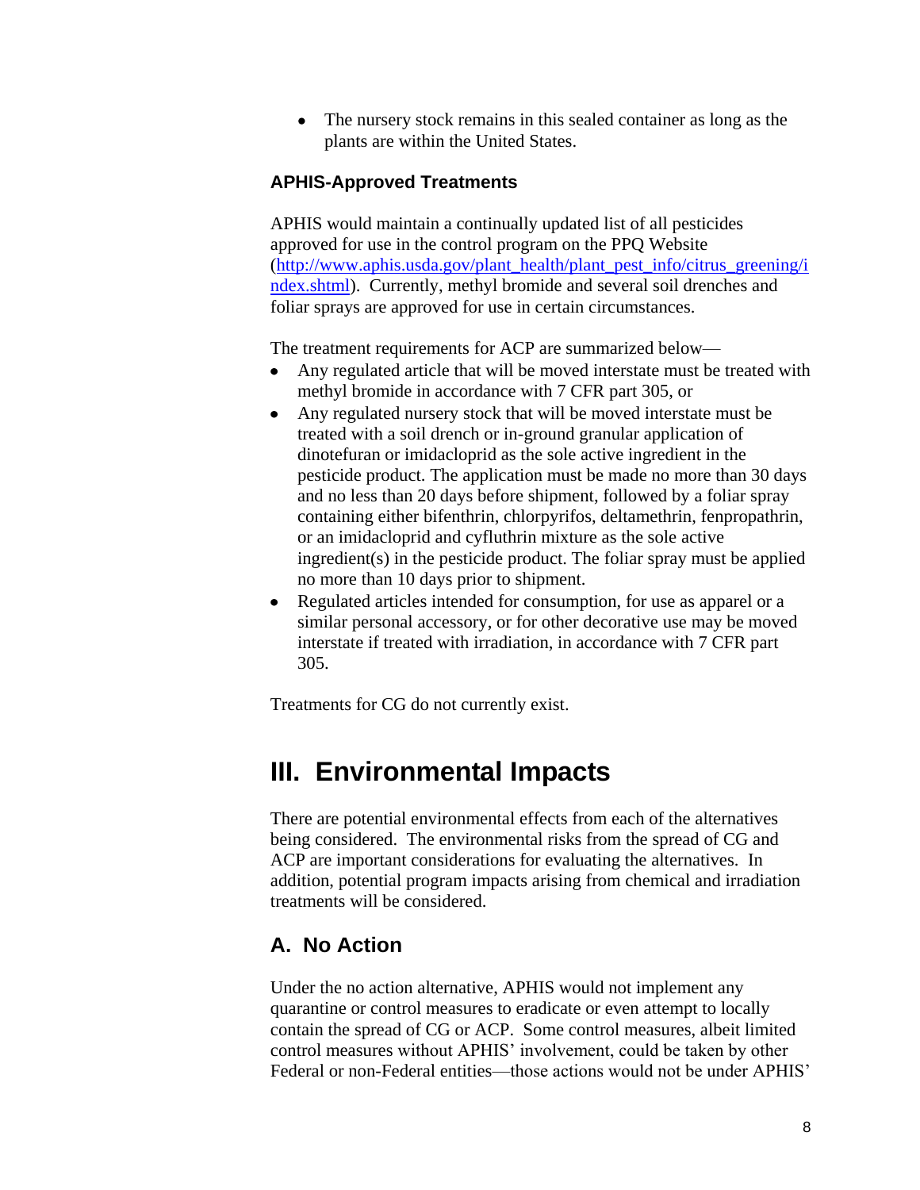- The nursery stock remains in this sealed container as long as the plants are within the United States.

### APHIS-Approved Treatments

APHIS would maintain a continually updated list of all pesticides approved for use in the control program on the PPQ Website (http://www.aphis.usda.gov/plant_health/plant_pest_info/citrus_greening/index.shtml). Currently, methyl bromide and several soil drenches and foliar sprays are approved for use in certain circumstances.

The treatment requirements for ACP are summarized below—

- Any regulated article that will be moved interstate must be treated with methyl bromide in accordance with 7 CFR part 305, or
- Any regulated nursery stock that will be moved interstate must be treated with a soil drench or in-ground granular application of dinotefuran or imidacloprid as the sole active ingredient in the pesticide product. The application must be made no more than 30 days and no less than 20 days before shipment, followed by a foliar spray containing either bifenthrin, chlorpyrifos, deltamethrin, fenpropathrin, or an imidacloprid and cyfluthrin mixture as the sole active ingredient(s) in the pesticide product. The foliar spray must be applied no more than 10 days prior to shipment.
- Regulated articles intended for consumption, for use as apparel or a similar personal accessory, or for other decorative use may be moved interstate if treated with irradiation, in accordance with 7 CFR part 305.

Treatments for CG do not currently exist.

# III. Environmental Impacts

There are potential environmental effects from each of the alternatives being considered. The environmental risks from the spread of CG and ACP are important considerations for evaluating the alternatives. In addition, potential program impacts arising from chemical and irradiation treatments will be considered.

## A. No Action

Under the no action alternative, APHIS would not implement any quarantine or control measures to eradicate or even attempt to locally contain the spread of CG or ACP. Some control measures, albeit limited control measures without APHIS' involvement, could be taken by other Federal or non-Federal entities—those actions would not be under APHIS'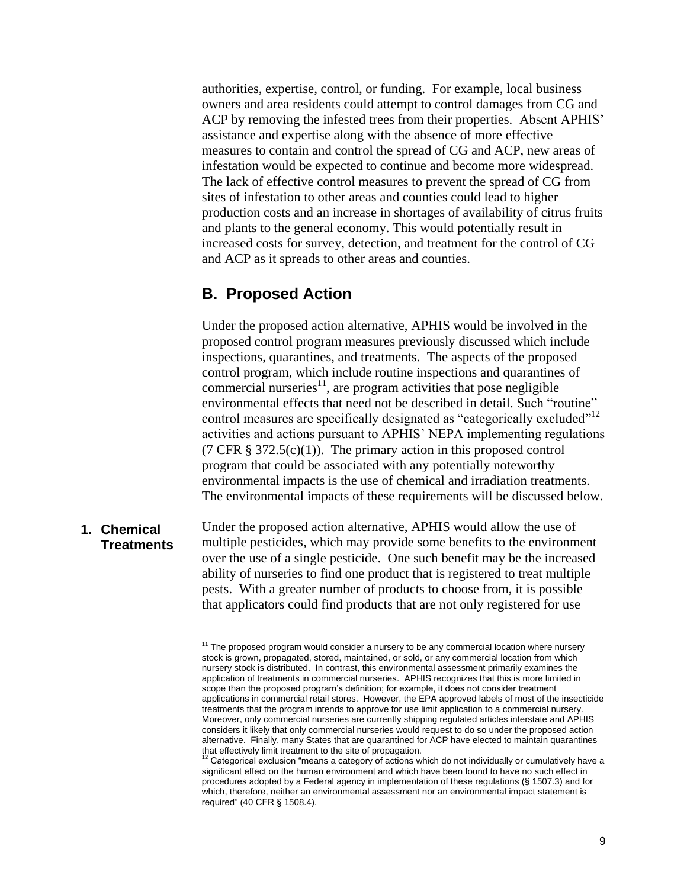authorities, expertise, control, or funding. For example, local business owners and area residents could attempt to control damages from CG and ACP by removing the infested trees from their properties. Absent APHIS' assistance and expertise along with the absence of more effective measures to contain and control the spread of CG and ACP, new areas of infestation would be expected to continue and become more widespread. The lack of effective control measures to prevent the spread of CG from sites of infestation to other areas and counties could lead to higher production costs and an increase in shortages of availability of citrus fruits and plants to the general economy. This would potentially result in increased costs for survey, detection, and treatment for the control of CG and ACP as it spreads to other areas and counties.

## B. Proposed Action

Under the proposed action alternative, APHIS would be involved in the proposed control program measures previously discussed which include inspections, quarantines, and treatments. The aspects of the proposed control program, which include routine inspections and quarantines of commercial nurseries[11], are program activities that pose negligible environmental effects that need not be described in detail. Such "routine" control measures are specifically designated as "categorically excluded"[12] activities and actions pursuant to APHIS' NEPA implementing regulations (7 CFR § 372.5(c)(1)). The primary action in this proposed control program that could be associated with any potentially noteworthy environmental impacts is the use of chemical and irradiation treatments. The environmental impacts of these requirements will be discussed below.

### 1. Chemical Treatments

Under the proposed action alternative, APHIS would allow the use of multiple pesticides, which may provide some benefits to the environment over the use of a single pesticide. One such benefit may be the increased ability of nurseries to find one product that is registered to treat multiple pests. With a greater number of products to choose from, it is possible that applicators could find products that are not only registered for use

---

[11] The proposed program would consider a nursery to be any commercial location where nursery stock is grown, propagated, stored, maintained, or sold, or any commercial location from which nursery stock is distributed. In contrast, this environmental assessment primarily examines the application of treatments in commercial nurseries. APHIS recognizes that this is more limited in scope than the proposed program's definition; for example, it does not consider treatment applications in commercial retail stores. However, the EPA approved labels of most of the insecticide treatments that the program intends to approve for use limit application to a commercial nursery. Moreover, only commercial nurseries are currently shipping regulated articles interstate and APHIS considers it likely that only commercial nurseries would request to do so under the proposed action alternative. Finally, many States that are quarantined for ACP have elected to maintain quarantines that effectively limit treatment to the site of propagation.

[12] Categorical exclusion "means a category of actions which do not individually or cumulatively have a significant effect on the human environment and which have been found to have no such effect in procedures adopted by a Federal agency in implementation of these regulations (§ 1507.3) and for which, therefore, neither an environmental assessment nor an environmental impact statement is required" (40 CFR § 1508.4).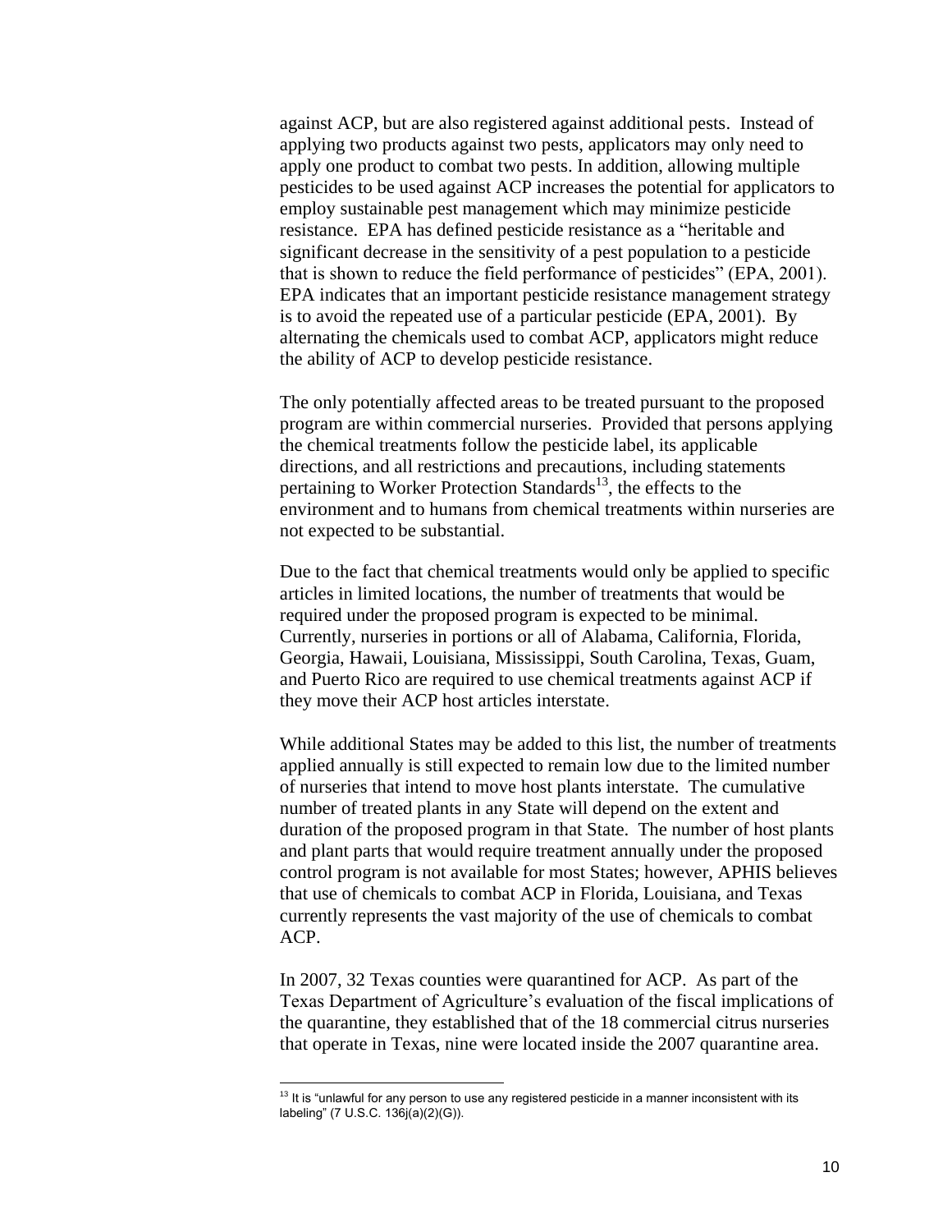against ACP, but are also registered against additional pests. Instead of applying two products against two pests, applicators may only need to apply one product to combat two pests. In addition, allowing multiple pesticides to be used against ACP increases the potential for applicators to employ sustainable pest management which may minimize pesticide resistance. EPA has defined pesticide resistance as a "heritable and significant decrease in the sensitivity of a pest population to a pesticide that is shown to reduce the field performance of pesticides" (EPA, 2001). EPA indicates that an important pesticide resistance management strategy is to avoid the repeated use of a particular pesticide (EPA, 2001). By alternating the chemicals used to combat ACP, applicators might reduce the ability of ACP to develop pesticide resistance.

The only potentially affected areas to be treated pursuant to the proposed program are within commercial nurseries. Provided that persons applying the chemical treatments follow the pesticide label, its applicable directions, and all restrictions and precautions, including statements pertaining to Worker Protection Standards[13], the effects to the environment and to humans from chemical treatments within nurseries are not expected to be substantial.

Due to the fact that chemical treatments would only be applied to specific articles in limited locations, the number of treatments that would be required under the proposed program is expected to be minimal. Currently, nurseries in portions or all of Alabama, California, Florida, Georgia, Hawaii, Louisiana, Mississippi, South Carolina, Texas, Guam, and Puerto Rico are required to use chemical treatments against ACP if they move their ACP host articles interstate.

While additional States may be added to this list, the number of treatments applied annually is still expected to remain low due to the limited number of nurseries that intend to move host plants interstate. The cumulative number of treated plants in any State will depend on the extent and duration of the proposed program in that State. The number of host plants and plant parts that would require treatment annually under the proposed control program is not available for most States; however, APHIS believes that use of chemicals to combat ACP in Florida, Louisiana, and Texas currently represents the vast majority of the use of chemicals to combat ACP.

In 2007, 32 Texas counties were quarantined for ACP. As part of the Texas Department of Agriculture's evaluation of the fiscal implications of the quarantine, they established that of the 18 commercial citrus nurseries that operate in Texas, nine were located inside the 2007 quarantine area.

[13] It is "unlawful for any person to use any registered pesticide in a manner inconsistent with its labeling" (7 U.S.C. 136j(a)(2)(G)).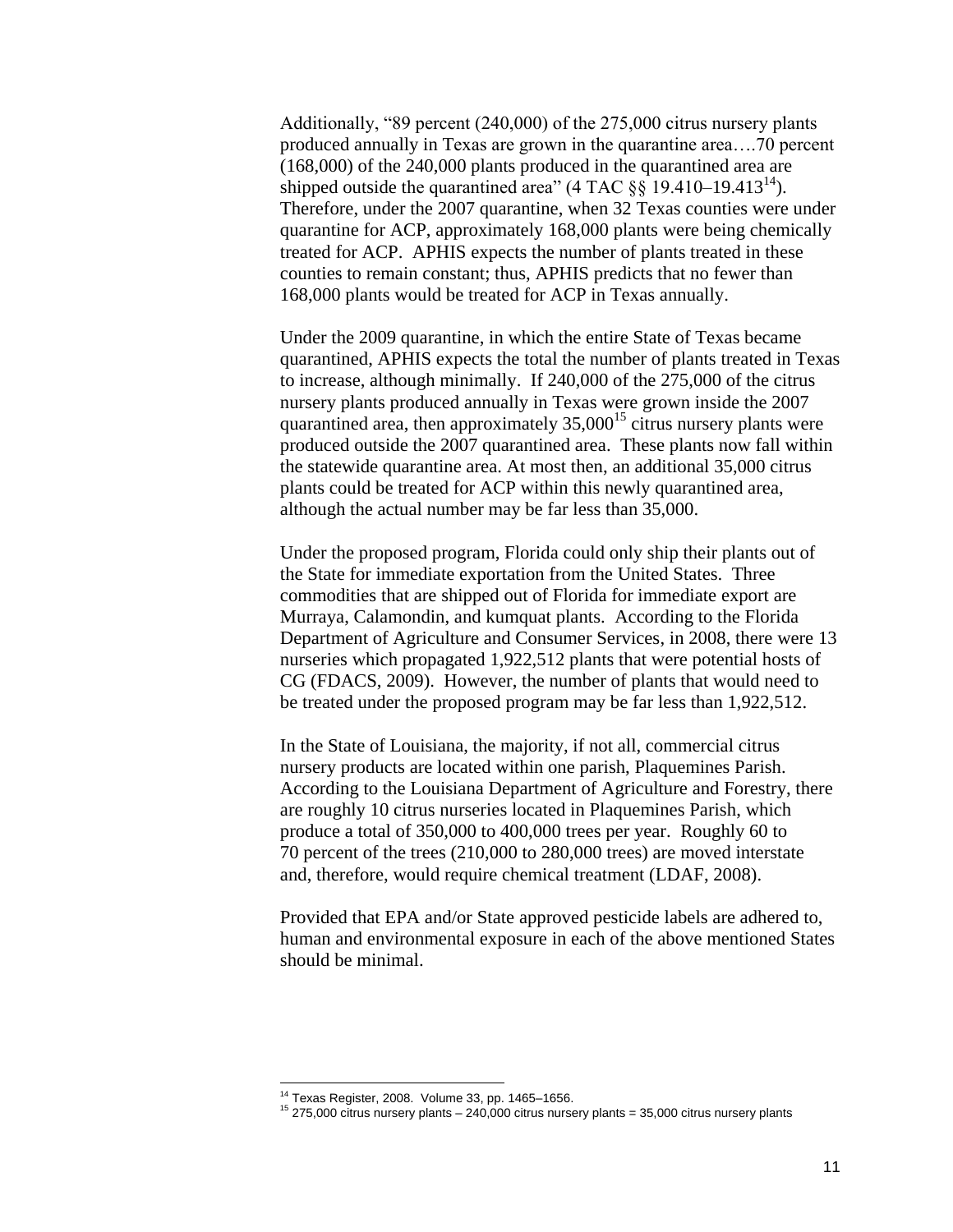Additionally, "89 percent (240,000) of the 275,000 citrus nursery plants produced annually in Texas are grown in the quarantine area….70 percent (168,000) of the 240,000 plants produced in the quarantined area are shipped outside the quarantined area" (4 TAC §§ 19.410–19.413[14]). Therefore, under the 2007 quarantine, when 32 Texas counties were under quarantine for ACP, approximately 168,000 plants were being chemically treated for ACP. APHIS expects the number of plants treated in these counties to remain constant; thus, APHIS predicts that no fewer than 168,000 plants would be treated for ACP in Texas annually.

Under the 2009 quarantine, in which the entire State of Texas became quarantined, APHIS expects the total the number of plants treated in Texas to increase, although minimally. If 240,000 of the 275,000 of the citrus nursery plants produced annually in Texas were grown inside the 2007 quarantined area, then approximately 35,000[15] citrus nursery plants were produced outside the 2007 quarantined area. These plants now fall within the statewide quarantine area. At most then, an additional 35,000 citrus plants could be treated for ACP within this newly quarantined area, although the actual number may be far less than 35,000.

Under the proposed program, Florida could only ship their plants out of the State for immediate exportation from the United States. Three commodities that are shipped out of Florida for immediate export are Murraya, Calamondin, and kumquat plants. According to the Florida Department of Agriculture and Consumer Services, in 2008, there were 13 nurseries which propagated 1,922,512 plants that were potential hosts of CG (FDACS, 2009). However, the number of plants that would need to be treated under the proposed program may be far less than 1,922,512.

In the State of Louisiana, the majority, if not all, commercial citrus nursery products are located within one parish, Plaquemines Parish. According to the Louisiana Department of Agriculture and Forestry, there are roughly 10 citrus nurseries located in Plaquemines Parish, which produce a total of 350,000 to 400,000 trees per year. Roughly 60 to 70 percent of the trees (210,000 to 280,000 trees) are moved interstate and, therefore, would require chemical treatment (LDAF, 2008).

Provided that EPA and/or State approved pesticide labels are adhered to, human and environmental exposure in each of the above mentioned States should be minimal.

---

[14] Texas Register, 2008. Volume 33, pp. 1465–1656.

[15] 275,000 citrus nursery plants – 240,000 citrus nursery plants = 35,000 citrus nursery plants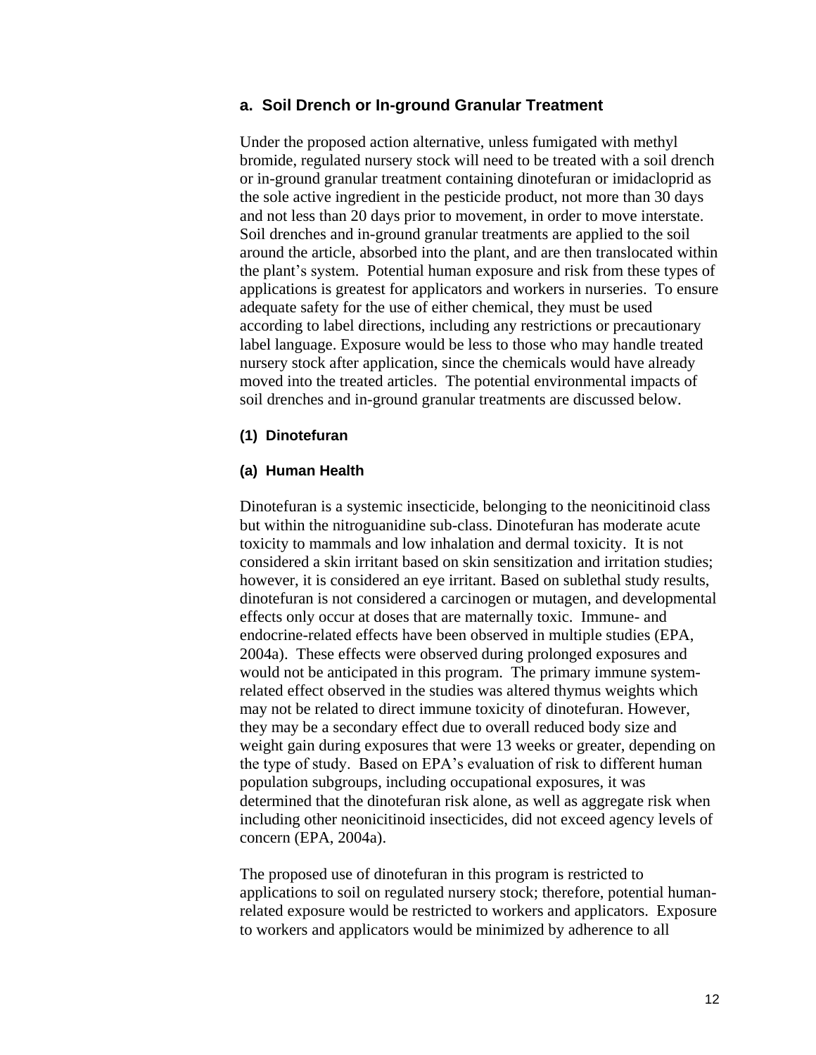### a. Soil Drench or In-ground Granular Treatment

Under the proposed action alternative, unless fumigated with methyl bromide, regulated nursery stock will need to be treated with a soil drench or in-ground granular treatment containing dinotefuran or imidacloprid as the sole active ingredient in the pesticide product, not more than 30 days and not less than 20 days prior to movement, in order to move interstate. Soil drenches and in-ground granular treatments are applied to the soil around the article, absorbed into the plant, and are then translocated within the plant's system. Potential human exposure and risk from these types of applications is greatest for applicators and workers in nurseries. To ensure adequate safety for the use of either chemical, they must be used according to label directions, including any restrictions or precautionary label language. Exposure would be less to those who may handle treated nursery stock after application, since the chemicals would have already moved into the treated articles. The potential environmental impacts of soil drenches and in-ground granular treatments are discussed below.

#### (1) Dinotefuran

##### (a) Human Health

Dinotefuran is a systemic insecticide, belonging to the neonicitinoid class but within the nitroguanidine sub-class. Dinotefuran has moderate acute toxicity to mammals and low inhalation and dermal toxicity. It is not considered a skin irritant based on skin sensitization and irritation studies; however, it is considered an eye irritant. Based on sublethal study results, dinotefuran is not considered a carcinogen or mutagen, and developmental effects only occur at doses that are maternally toxic. Immune- and endocrine-related effects have been observed in multiple studies (EPA, 2004a). These effects were observed during prolonged exposures and would not be anticipated in this program. The primary immune system-related effect observed in the studies was altered thymus weights which may not be related to direct immune toxicity of dinotefuran. However, they may be a secondary effect due to overall reduced body size and weight gain during exposures that were 13 weeks or greater, depending on the type of study. Based on EPA's evaluation of risk to different human population subgroups, including occupational exposures, it was determined that the dinotefuran risk alone, as well as aggregate risk when including other neonicitinoid insecticides, did not exceed agency levels of concern (EPA, 2004a).

The proposed use of dinotefuran in this program is restricted to applications to soil on regulated nursery stock; therefore, potential human-related exposure would be restricted to workers and applicators. Exposure to workers and applicators would be minimized by adherence to all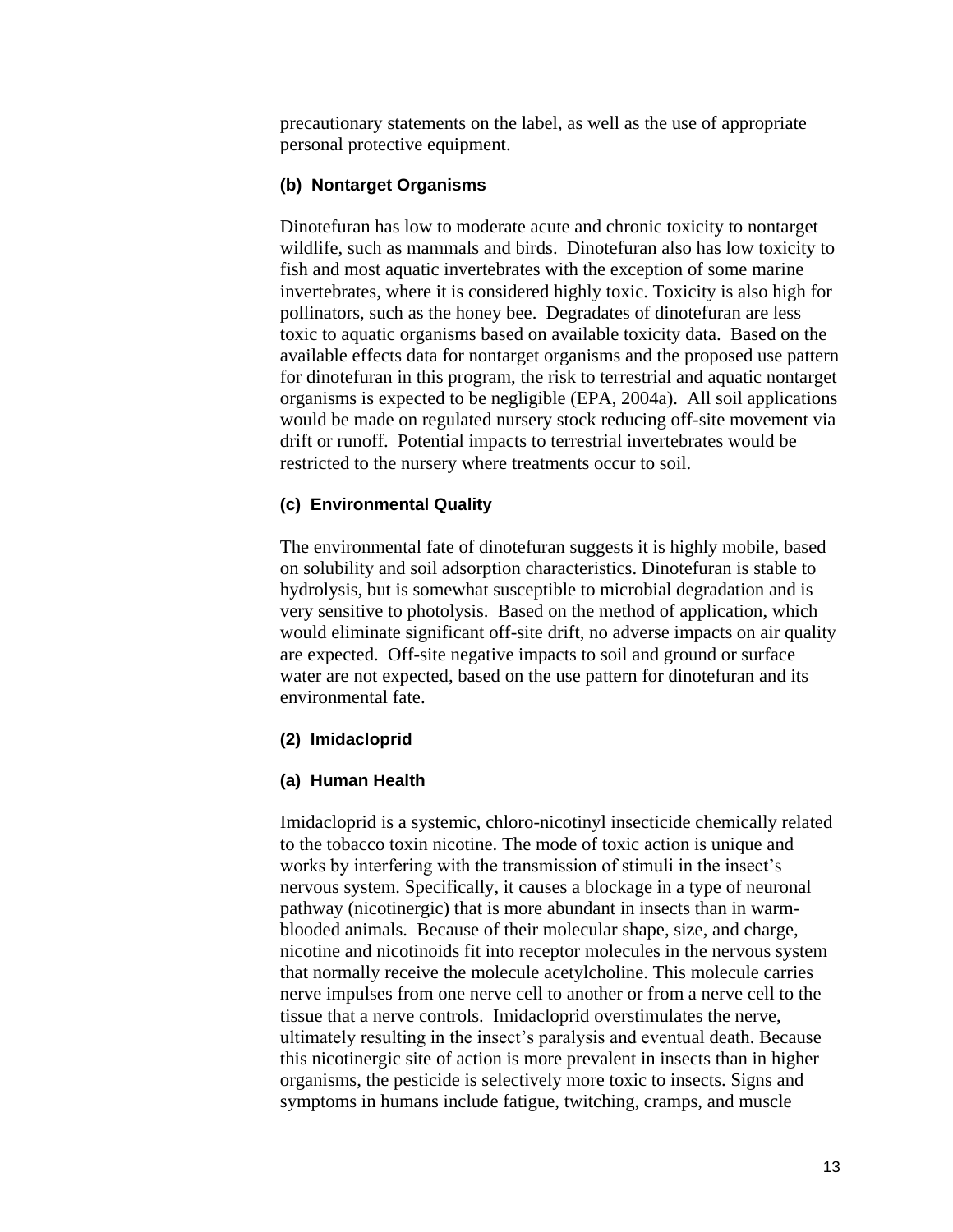precautionary statements on the label, as well as the use of appropriate personal protective equipment.

#### (b) Nontarget Organisms

Dinotefuran has low to moderate acute and chronic toxicity to nontarget wildlife, such as mammals and birds. Dinotefuran also has low toxicity to fish and most aquatic invertebrates with the exception of some marine invertebrates, where it is considered highly toxic. Toxicity is also high for pollinators, such as the honey bee. Degradates of dinotefuran are less toxic to aquatic organisms based on available toxicity data. Based on the available effects data for nontarget organisms and the proposed use pattern for dinotefuran in this program, the risk to terrestrial and aquatic nontarget organisms is expected to be negligible (EPA, 2004a). All soil applications would be made on regulated nursery stock reducing off-site movement via drift or runoff. Potential impacts to terrestrial invertebrates would be restricted to the nursery where treatments occur to soil.

#### (c) Environmental Quality

The environmental fate of dinotefuran suggests it is highly mobile, based on solubility and soil adsorption characteristics. Dinotefuran is stable to hydrolysis, but is somewhat susceptible to microbial degradation and is very sensitive to photolysis. Based on the method of application, which would eliminate significant off-site drift, no adverse impacts on air quality are expected. Off-site negative impacts to soil and ground or surface water are not expected, based on the use pattern for dinotefuran and its environmental fate.

### (2) Imidacloprid

#### (a) Human Health

Imidacloprid is a systemic, chloro-nicotinyl insecticide chemically related to the tobacco toxin nicotine. The mode of toxic action is unique and works by interfering with the transmission of stimuli in the insect's nervous system. Specifically, it causes a blockage in a type of neuronal pathway (nicotinergic) that is more abundant in insects than in warm-blooded animals. Because of their molecular shape, size, and charge, nicotine and nicotinoids fit into receptor molecules in the nervous system that normally receive the molecule acetylcholine. This molecule carries nerve impulses from one nerve cell to another or from a nerve cell to the tissue that a nerve controls. Imidacloprid overstimulates the nerve, ultimately resulting in the insect's paralysis and eventual death. Because this nicotinergic site of action is more prevalent in insects than in higher organisms, the pesticide is selectively more toxic to insects. Signs and symptoms in humans include fatigue, twitching, cramps, and muscle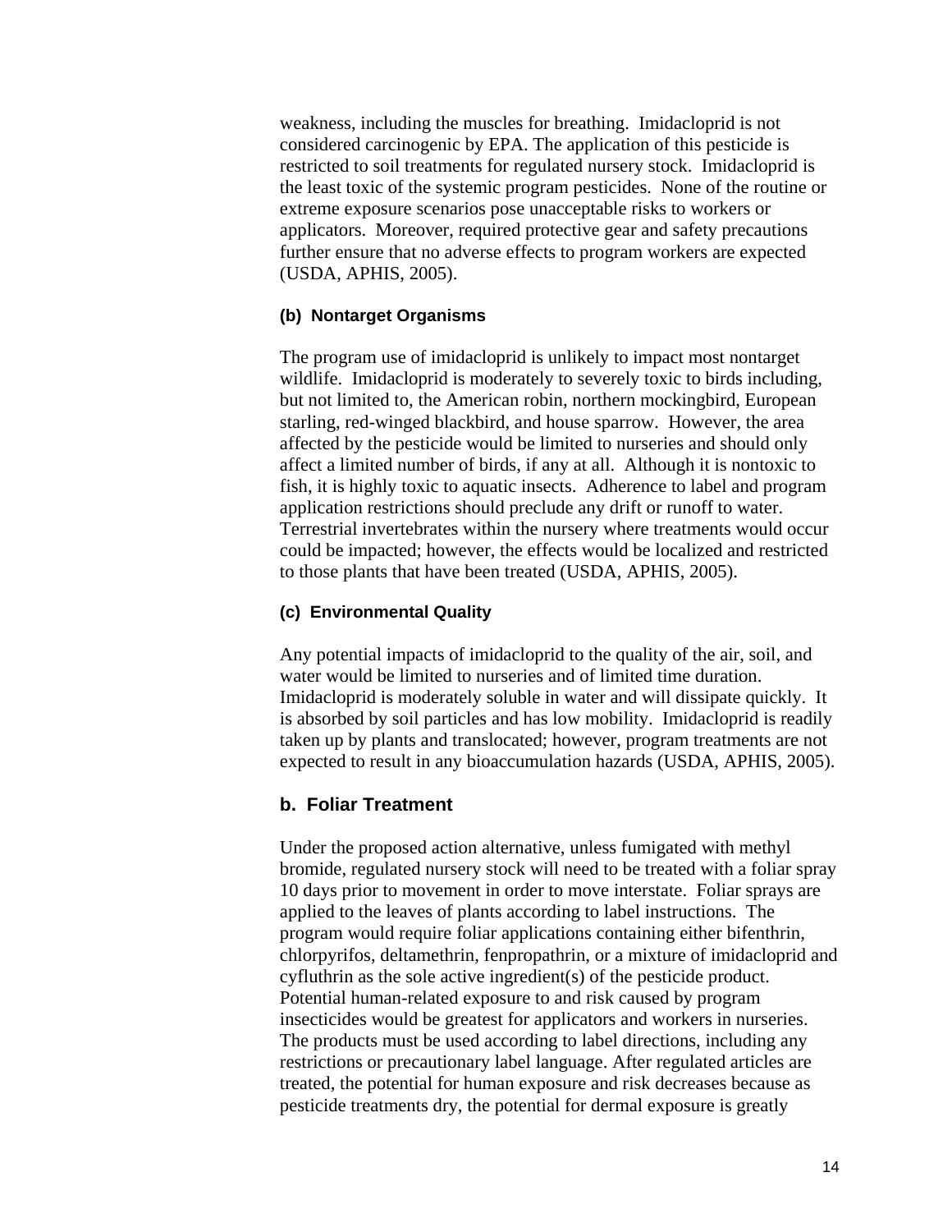weakness, including the muscles for breathing. Imidacloprid is not considered carcinogenic by EPA. The application of this pesticide is restricted to soil treatments for regulated nursery stock. Imidacloprid is the least toxic of the systemic program pesticides. None of the routine or extreme exposure scenarios pose unacceptable risks to workers or applicators. Moreover, required protective gear and safety precautions further ensure that no adverse effects to program workers are expected (USDA, APHIS, 2005).

#### (b) Nontarget Organisms

The program use of imidacloprid is unlikely to impact most nontarget wildlife. Imidacloprid is moderately to severely toxic to birds including, but not limited to, the American robin, northern mockingbird, European starling, red-winged blackbird, and house sparrow. However, the area affected by the pesticide would be limited to nurseries and should only affect a limited number of birds, if any at all. Although it is nontoxic to fish, it is highly toxic to aquatic insects. Adherence to label and program application restrictions should preclude any drift or runoff to water. Terrestrial invertebrates within the nursery where treatments would occur could be impacted; however, the effects would be localized and restricted to those plants that have been treated (USDA, APHIS, 2005).

#### (c) Environmental Quality

Any potential impacts of imidacloprid to the quality of the air, soil, and water would be limited to nurseries and of limited time duration. Imidacloprid is moderately soluble in water and will dissipate quickly. It is absorbed by soil particles and has low mobility. Imidacloprid is readily taken up by plants and translocated; however, program treatments are not expected to result in any bioaccumulation hazards (USDA, APHIS, 2005).

### b. Foliar Treatment

Under the proposed action alternative, unless fumigated with methyl bromide, regulated nursery stock will need to be treated with a foliar spray 10 days prior to movement in order to move interstate. Foliar sprays are applied to the leaves of plants according to label instructions. The program would require foliar applications containing either bifenthrin, chlorpyrifos, deltamethrin, fenpropathrin, or a mixture of imidacloprid and cyfluthrin as the sole active ingredient(s) of the pesticide product. Potential human-related exposure to and risk caused by program insecticides would be greatest for applicators and workers in nurseries. The products must be used according to label directions, including any restrictions or precautionary label language. After regulated articles are treated, the potential for human exposure and risk decreases because as pesticide treatments dry, the potential for dermal exposure is greatly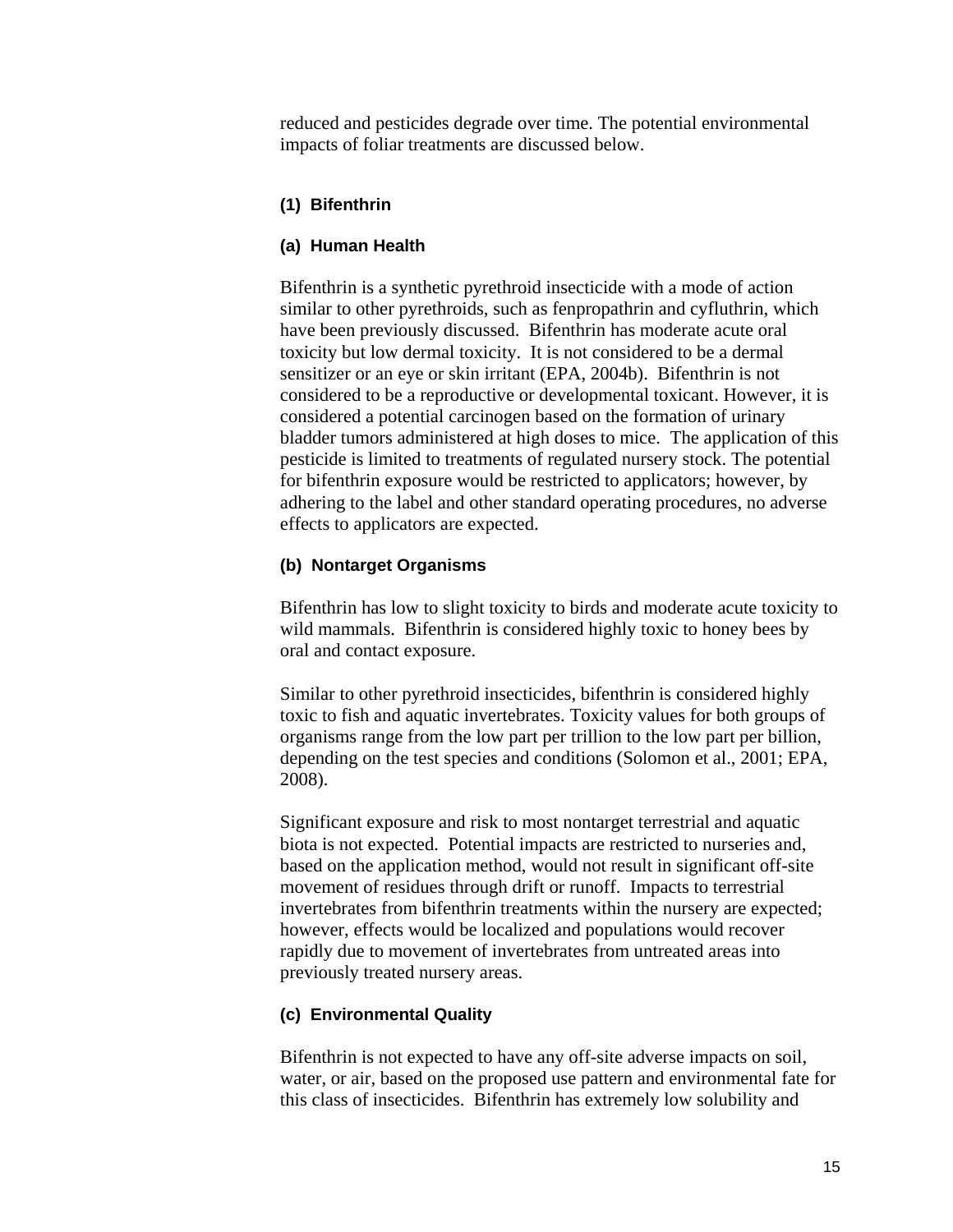reduced and pesticides degrade over time. The potential environmental impacts of foliar treatments are discussed below.

### (1) Bifenthrin

#### (a) Human Health

Bifenthrin is a synthetic pyrethroid insecticide with a mode of action similar to other pyrethroids, such as fenpropathrin and cyfluthrin, which have been previously discussed. Bifenthrin has moderate acute oral toxicity but low dermal toxicity. It is not considered to be a dermal sensitizer or an eye or skin irritant (EPA, 2004b). Bifenthrin is not considered to be a reproductive or developmental toxicant. However, it is considered a potential carcinogen based on the formation of urinary bladder tumors administered at high doses to mice. The application of this pesticide is limited to treatments of regulated nursery stock. The potential for bifenthrin exposure would be restricted to applicators; however, by adhering to the label and other standard operating procedures, no adverse effects to applicators are expected.

#### (b) Nontarget Organisms

Bifenthrin has low to slight toxicity to birds and moderate acute toxicity to wild mammals. Bifenthrin is considered highly toxic to honey bees by oral and contact exposure.

Similar to other pyrethroid insecticides, bifenthrin is considered highly toxic to fish and aquatic invertebrates. Toxicity values for both groups of organisms range from the low part per trillion to the low part per billion, depending on the test species and conditions (Solomon et al., 2001; EPA, 2008).

Significant exposure and risk to most nontarget terrestrial and aquatic biota is not expected. Potential impacts are restricted to nurseries and, based on the application method, would not result in significant off-site movement of residues through drift or runoff. Impacts to terrestrial invertebrates from bifenthrin treatments within the nursery are expected; however, effects would be localized and populations would recover rapidly due to movement of invertebrates from untreated areas into previously treated nursery areas.

#### (c) Environmental Quality

Bifenthrin is not expected to have any off-site adverse impacts on soil, water, or air, based on the proposed use pattern and environmental fate for this class of insecticides. Bifenthrin has extremely low solubility and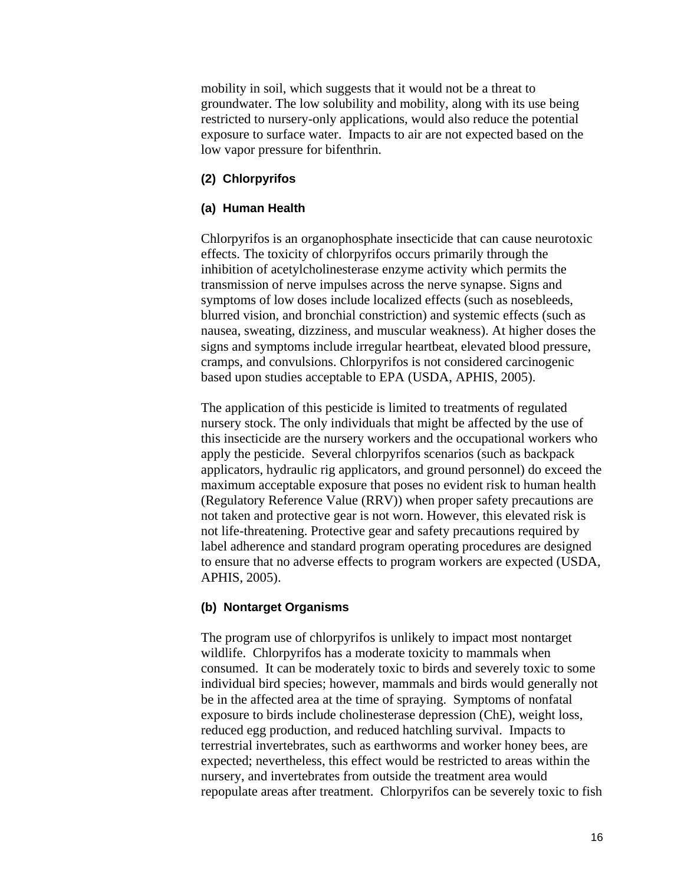mobility in soil, which suggests that it would not be a threat to groundwater. The low solubility and mobility, along with its use being restricted to nursery-only applications, would also reduce the potential exposure to surface water. Impacts to air are not expected based on the low vapor pressure for bifenthrin.

### (2) Chlorpyrifos

#### (a) Human Health

Chlorpyrifos is an organophosphate insecticide that can cause neurotoxic effects. The toxicity of chlorpyrifos occurs primarily through the inhibition of acetylcholinesterase enzyme activity which permits the transmission of nerve impulses across the nerve synapse. Signs and symptoms of low doses include localized effects (such as nosebleeds, blurred vision, and bronchial constriction) and systemic effects (such as nausea, sweating, dizziness, and muscular weakness). At higher doses the signs and symptoms include irregular heartbeat, elevated blood pressure, cramps, and convulsions. Chlorpyrifos is not considered carcinogenic based upon studies acceptable to EPA (USDA, APHIS, 2005).

The application of this pesticide is limited to treatments of regulated nursery stock. The only individuals that might be affected by the use of this insecticide are the nursery workers and the occupational workers who apply the pesticide. Several chlorpyrifos scenarios (such as backpack applicators, hydraulic rig applicators, and ground personnel) do exceed the maximum acceptable exposure that poses no evident risk to human health (Regulatory Reference Value (RRV)) when proper safety precautions are not taken and protective gear is not worn. However, this elevated risk is not life-threatening. Protective gear and safety precautions required by label adherence and standard program operating procedures are designed to ensure that no adverse effects to program workers are expected (USDA, APHIS, 2005).

#### (b) Nontarget Organisms

The program use of chlorpyrifos is unlikely to impact most nontarget wildlife. Chlorpyrifos has a moderate toxicity to mammals when consumed. It can be moderately toxic to birds and severely toxic to some individual bird species; however, mammals and birds would generally not be in the affected area at the time of spraying. Symptoms of nonfatal exposure to birds include cholinesterase depression (ChE), weight loss, reduced egg production, and reduced hatchling survival. Impacts to terrestrial invertebrates, such as earthworms and worker honey bees, are expected; nevertheless, this effect would be restricted to areas within the nursery, and invertebrates from outside the treatment area would repopulate areas after treatment. Chlorpyrifos can be severely toxic to fish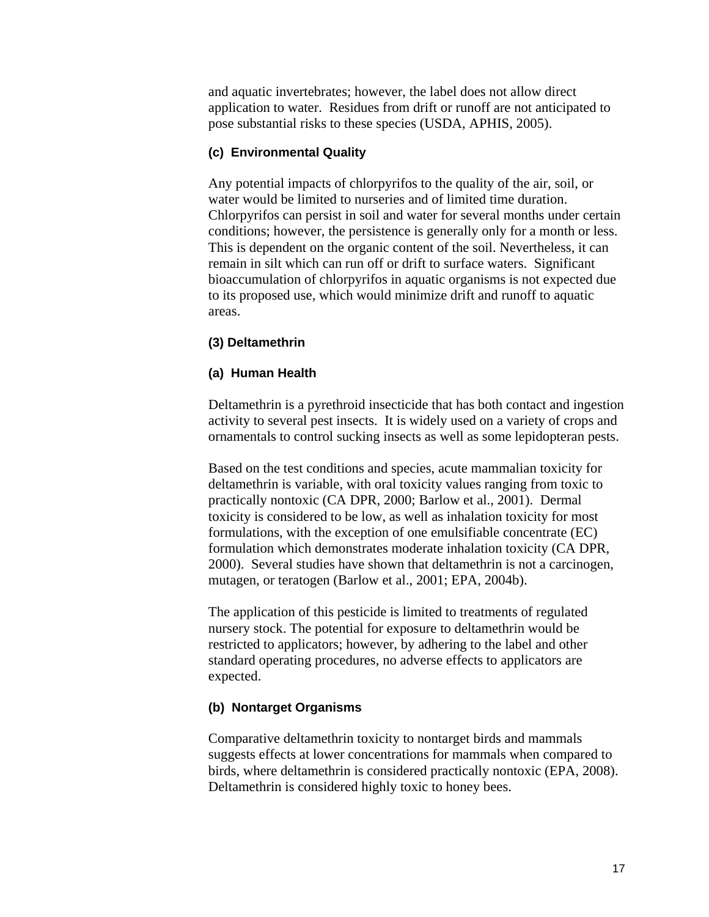and aquatic invertebrates; however, the label does not allow direct application to water. Residues from drift or runoff are not anticipated to pose substantial risks to these species (USDA, APHIS, 2005).

#### (c) Environmental Quality

Any potential impacts of chlorpyrifos to the quality of the air, soil, or water would be limited to nurseries and of limited time duration. Chlorpyrifos can persist in soil and water for several months under certain conditions; however, the persistence is generally only for a month or less. This is dependent on the organic content of the soil. Nevertheless, it can remain in silt which can run off or drift to surface waters. Significant bioaccumulation of chlorpyrifos in aquatic organisms is not expected due to its proposed use, which would minimize drift and runoff to aquatic areas.

### (3) Deltamethrin

#### (a) Human Health

Deltamethrin is a pyrethroid insecticide that has both contact and ingestion activity to several pest insects. It is widely used on a variety of crops and ornamentals to control sucking insects as well as some lepidopteran pests.

Based on the test conditions and species, acute mammalian toxicity for deltamethrin is variable, with oral toxicity values ranging from toxic to practically nontoxic (CA DPR, 2000; Barlow et al., 2001). Dermal toxicity is considered to be low, as well as inhalation toxicity for most formulations, with the exception of one emulsifiable concentrate (EC) formulation which demonstrates moderate inhalation toxicity (CA DPR, 2000). Several studies have shown that deltamethrin is not a carcinogen, mutagen, or teratogen (Barlow et al., 2001; EPA, 2004b).

The application of this pesticide is limited to treatments of regulated nursery stock. The potential for exposure to deltamethrin would be restricted to applicators; however, by adhering to the label and other standard operating procedures, no adverse effects to applicators are expected.

#### (b) Nontarget Organisms

Comparative deltamethrin toxicity to nontarget birds and mammals suggests effects at lower concentrations for mammals when compared to birds, where deltamethrin is considered practically nontoxic (EPA, 2008). Deltamethrin is considered highly toxic to honey bees.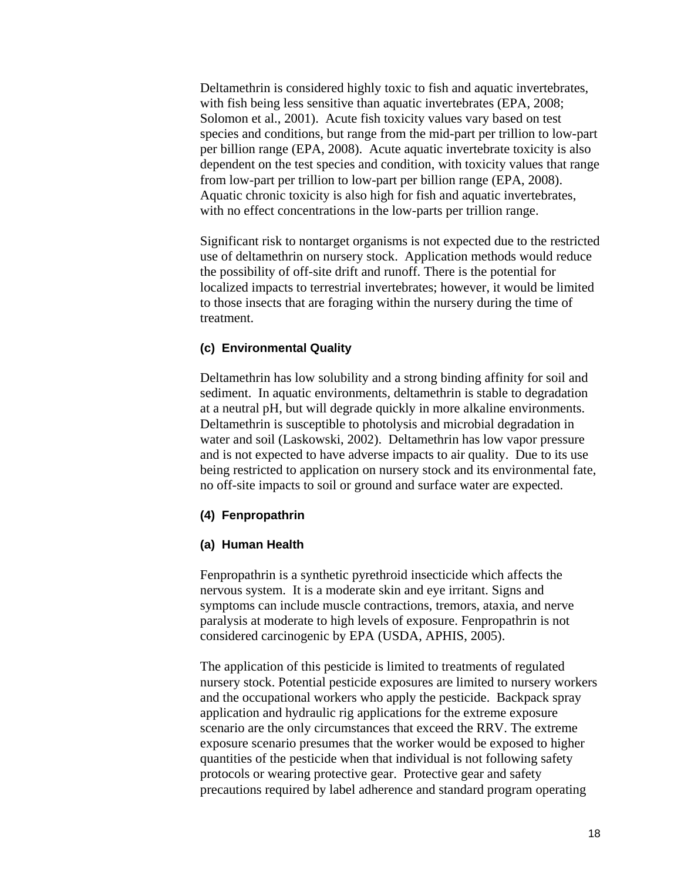Deltamethrin is considered highly toxic to fish and aquatic invertebrates, with fish being less sensitive than aquatic invertebrates (EPA, 2008; Solomon et al., 2001). Acute fish toxicity values vary based on test species and conditions, but range from the mid-part per trillion to low-part per billion range (EPA, 2008). Acute aquatic invertebrate toxicity is also dependent on the test species and condition, with toxicity values that range from low-part per trillion to low-part per billion range (EPA, 2008). Aquatic chronic toxicity is also high for fish and aquatic invertebrates, with no effect concentrations in the low-parts per trillion range.

Significant risk to nontarget organisms is not expected due to the restricted use of deltamethrin on nursery stock. Application methods would reduce the possibility of off-site drift and runoff. There is the potential for localized impacts to terrestrial invertebrates; however, it would be limited to those insects that are foraging within the nursery during the time of treatment.

#### (c) Environmental Quality

Deltamethrin has low solubility and a strong binding affinity for soil and sediment. In aquatic environments, deltamethrin is stable to degradation at a neutral pH, but will degrade quickly in more alkaline environments. Deltamethrin is susceptible to photolysis and microbial degradation in water and soil (Laskowski, 2002). Deltamethrin has low vapor pressure and is not expected to have adverse impacts to air quality. Due to its use being restricted to application on nursery stock and its environmental fate, no off-site impacts to soil or ground and surface water are expected.

### (4) Fenpropathrin

#### (a) Human Health

Fenpropathrin is a synthetic pyrethroid insecticide which affects the nervous system. It is a moderate skin and eye irritant. Signs and symptoms can include muscle contractions, tremors, ataxia, and nerve paralysis at moderate to high levels of exposure. Fenpropathrin is not considered carcinogenic by EPA (USDA, APHIS, 2005).

The application of this pesticide is limited to treatments of regulated nursery stock. Potential pesticide exposures are limited to nursery workers and the occupational workers who apply the pesticide. Backpack spray application and hydraulic rig applications for the extreme exposure scenario are the only circumstances that exceed the RRV. The extreme exposure scenario presumes that the worker would be exposed to higher quantities of the pesticide when that individual is not following safety protocols or wearing protective gear. Protective gear and safety precautions required by label adherence and standard program operating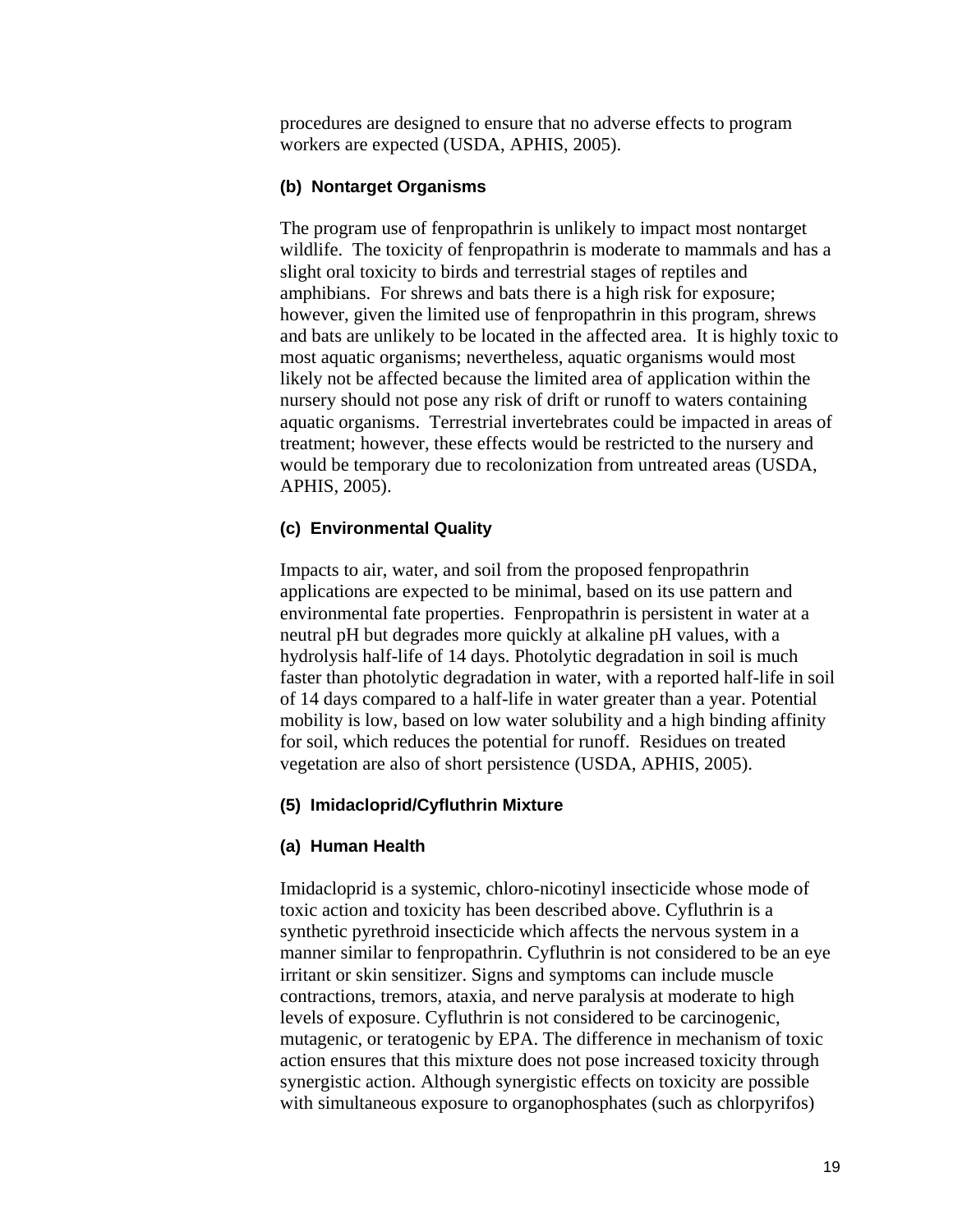procedures are designed to ensure that no adverse effects to program workers are expected (USDA, APHIS, 2005).

#### (b) Nontarget Organisms

The program use of fenpropathrin is unlikely to impact most nontarget wildlife. The toxicity of fenpropathrin is moderate to mammals and has a slight oral toxicity to birds and terrestrial stages of reptiles and amphibians. For shrews and bats there is a high risk for exposure; however, given the limited use of fenpropathrin in this program, shrews and bats are unlikely to be located in the affected area. It is highly toxic to most aquatic organisms; nevertheless, aquatic organisms would most likely not be affected because the limited area of application within the nursery should not pose any risk of drift or runoff to waters containing aquatic organisms. Terrestrial invertebrates could be impacted in areas of treatment; however, these effects would be restricted to the nursery and would be temporary due to recolonization from untreated areas (USDA, APHIS, 2005).

#### (c) Environmental Quality

Impacts to air, water, and soil from the proposed fenpropathrin applications are expected to be minimal, based on its use pattern and environmental fate properties. Fenpropathrin is persistent in water at a neutral pH but degrades more quickly at alkaline pH values, with a hydrolysis half-life of 14 days. Photolytic degradation in soil is much faster than photolytic degradation in water, with a reported half-life in soil of 14 days compared to a half-life in water greater than a year. Potential mobility is low, based on low water solubility and a high binding affinity for soil, which reduces the potential for runoff. Residues on treated vegetation are also of short persistence (USDA, APHIS, 2005).

### (5) Imidacloprid/Cyfluthrin Mixture

#### (a) Human Health

Imidacloprid is a systemic, chloro-nicotinyl insecticide whose mode of toxic action and toxicity has been described above. Cyfluthrin is a synthetic pyrethroid insecticide which affects the nervous system in a manner similar to fenpropathrin. Cyfluthrin is not considered to be an eye irritant or skin sensitizer. Signs and symptoms can include muscle contractions, tremors, ataxia, and nerve paralysis at moderate to high levels of exposure. Cyfluthrin is not considered to be carcinogenic, mutagenic, or teratogenic by EPA. The difference in mechanism of toxic action ensures that this mixture does not pose increased toxicity through synergistic action. Although synergistic effects on toxicity are possible with simultaneous exposure to organophosphates (such as chlorpyrifos)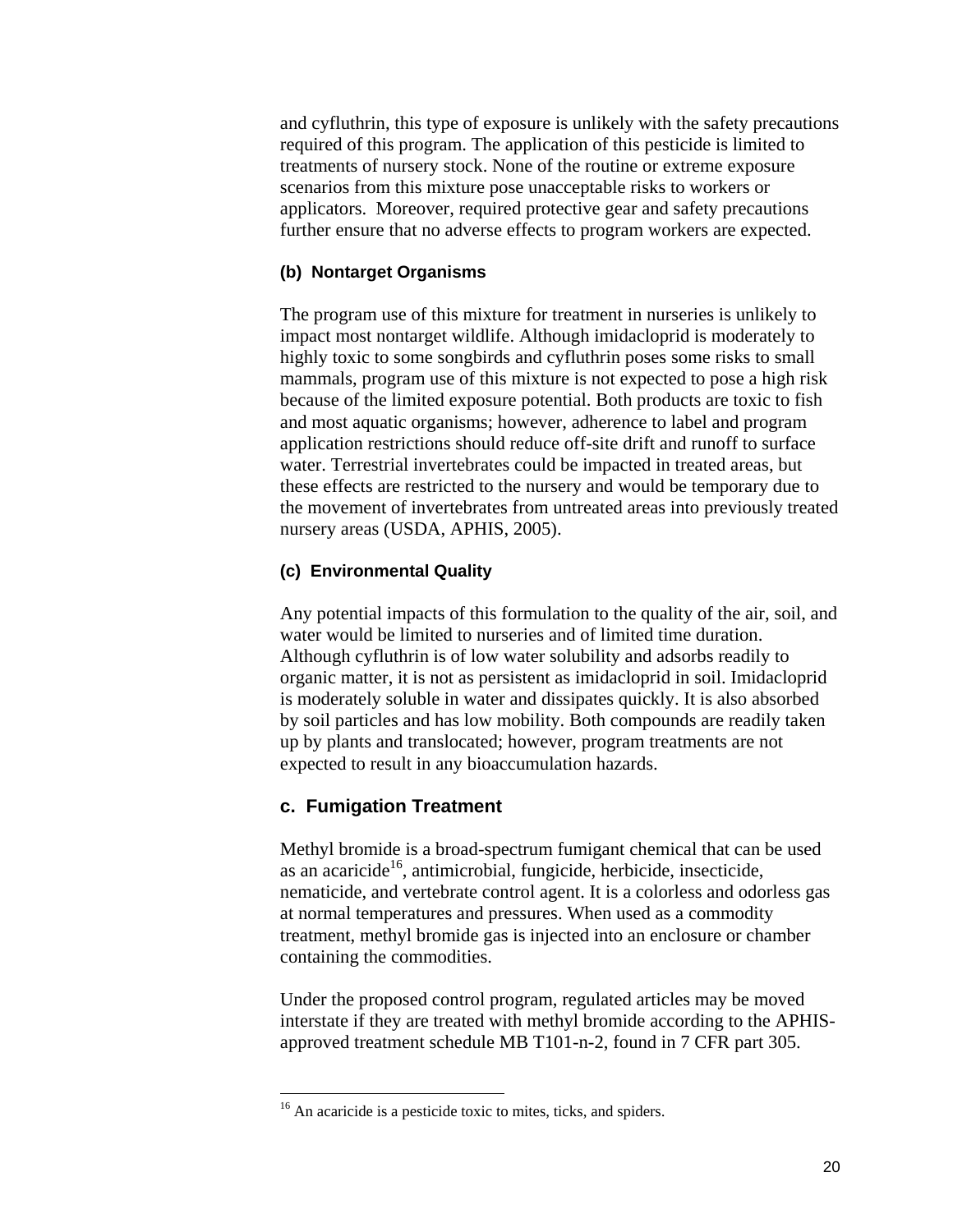and cyfluthrin, this type of exposure is unlikely with the safety precautions required of this program. The application of this pesticide is limited to treatments of nursery stock. None of the routine or extreme exposure scenarios from this mixture pose unacceptable risks to workers or applicators. Moreover, required protective gear and safety precautions further ensure that no adverse effects to program workers are expected.

#### (b) Nontarget Organisms

The program use of this mixture for treatment in nurseries is unlikely to impact most nontarget wildlife. Although imidacloprid is moderately to highly toxic to some songbirds and cyfluthrin poses some risks to small mammals, program use of this mixture is not expected to pose a high risk because of the limited exposure potential. Both products are toxic to fish and most aquatic organisms; however, adherence to label and program application restrictions should reduce off-site drift and runoff to surface water. Terrestrial invertebrates could be impacted in treated areas, but these effects are restricted to the nursery and would be temporary due to the movement of invertebrates from untreated areas into previously treated nursery areas (USDA, APHIS, 2005).

#### (c) Environmental Quality

Any potential impacts of this formulation to the quality of the air, soil, and water would be limited to nurseries and of limited time duration. Although cyfluthrin is of low water solubility and adsorbs readily to organic matter, it is not as persistent as imidacloprid in soil. Imidacloprid is moderately soluble in water and dissipates quickly. It is also absorbed by soil particles and has low mobility. Both compounds are readily taken up by plants and translocated; however, program treatments are not expected to result in any bioaccumulation hazards.

### c. Fumigation Treatment

Methyl bromide is a broad-spectrum fumigant chemical that can be used as an acaricide[16], antimicrobial, fungicide, herbicide, insecticide, nematicide, and vertebrate control agent. It is a colorless and odorless gas at normal temperatures and pressures. When used as a commodity treatment, methyl bromide gas is injected into an enclosure or chamber containing the commodities.

Under the proposed control program, regulated articles may be moved interstate if they are treated with methyl bromide according to the APHIS-approved treatment schedule MB T101-n-2, found in 7 CFR part 305.

---

[16] An acaricide is a pesticide toxic to mites, ticks, and spiders.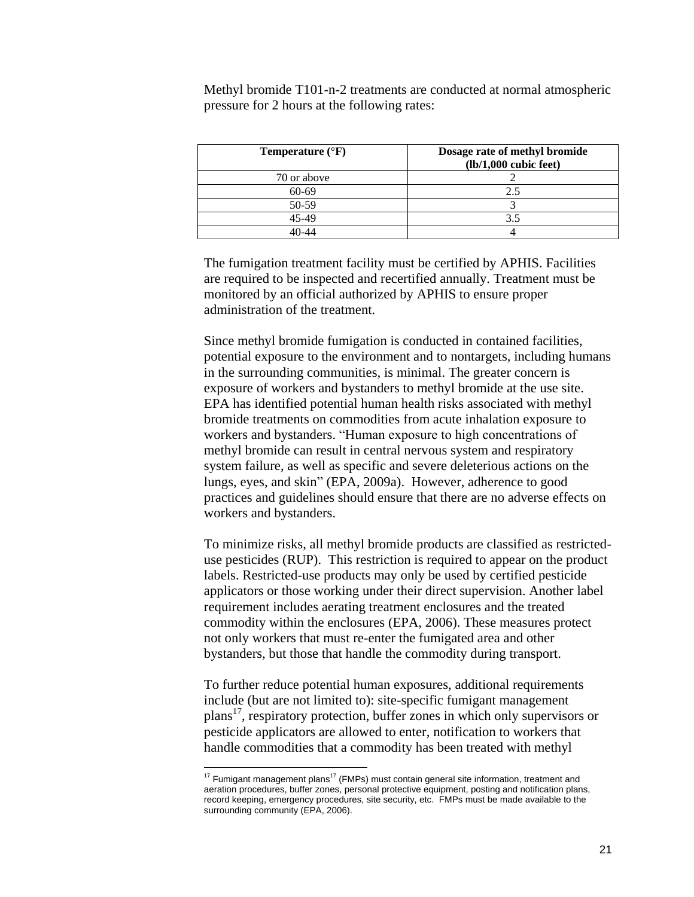Methyl bromide T101-n-2 treatments are conducted at normal atmospheric pressure for 2 hours at the following rates:

| Temperature (°F) | Dosage rate of methyl bromide (lb/1,000 cubic feet) |
|---|---|
| 70 or above | 2 |
| 60-69 | 2.5 |
| 50-59 | 3 |
| 45-49 | 3.5 |
| 40-44 | 4 |

The fumigation treatment facility must be certified by APHIS. Facilities are required to be inspected and recertified annually. Treatment must be monitored by an official authorized by APHIS to ensure proper administration of the treatment.

Since methyl bromide fumigation is conducted in contained facilities, potential exposure to the environment and to nontargets, including humans in the surrounding communities, is minimal. The greater concern is exposure of workers and bystanders to methyl bromide at the use site. EPA has identified potential human health risks associated with methyl bromide treatments on commodities from acute inhalation exposure to workers and bystanders. "Human exposure to high concentrations of methyl bromide can result in central nervous system and respiratory system failure, as well as specific and severe deleterious actions on the lungs, eyes, and skin" (EPA, 2009a). However, adherence to good practices and guidelines should ensure that there are no adverse effects on workers and bystanders.

To minimize risks, all methyl bromide products are classified as restricted-use pesticides (RUP). This restriction is required to appear on the product labels. Restricted-use products may only be used by certified pesticide applicators or those working under their direct supervision. Another label requirement includes aerating treatment enclosures and the treated commodity within the enclosures (EPA, 2006). These measures protect not only workers that must re-enter the fumigated area and other bystanders, but those that handle the commodity during transport.

To further reduce potential human exposures, additional requirements include (but are not limited to): site-specific fumigant management plans[17], respiratory protection, buffer zones in which only supervisors or pesticide applicators are allowed to enter, notification to workers that handle commodities that a commodity has been treated with methyl

---

[17] Fumigant management plans[17] (FMPs) must contain general site information, treatment and aeration procedures, buffer zones, personal protective equipment, posting and notification plans, record keeping, emergency procedures, site security, etc. FMPs must be made available to the surrounding community (EPA, 2006).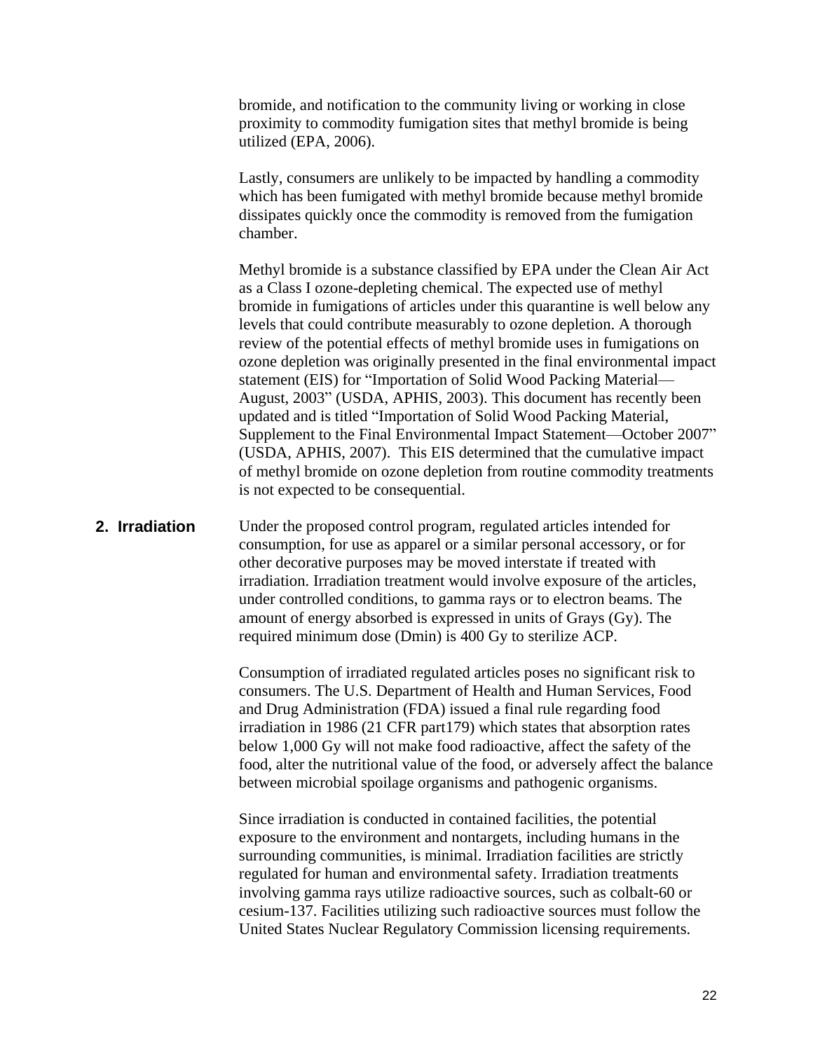bromide, and notification to the community living or working in close proximity to commodity fumigation sites that methyl bromide is being utilized (EPA, 2006).

Lastly, consumers are unlikely to be impacted by handling a commodity which has been fumigated with methyl bromide because methyl bromide dissipates quickly once the commodity is removed from the fumigation chamber.

Methyl bromide is a substance classified by EPA under the Clean Air Act as a Class I ozone-depleting chemical. The expected use of methyl bromide in fumigations of articles under this quarantine is well below any levels that could contribute measurably to ozone depletion. A thorough review of the potential effects of methyl bromide uses in fumigations on ozone depletion was originally presented in the final environmental impact statement (EIS) for "Importation of Solid Wood Packing Material—August, 2003" (USDA, APHIS, 2003). This document has recently been updated and is titled "Importation of Solid Wood Packing Material, Supplement to the Final Environmental Impact Statement—October 2007" (USDA, APHIS, 2007). This EIS determined that the cumulative impact of methyl bromide on ozone depletion from routine commodity treatments is not expected to be consequential.

## 2. Irradiation

Under the proposed control program, regulated articles intended for consumption, for use as apparel or a similar personal accessory, or for other decorative purposes may be moved interstate if treated with irradiation. Irradiation treatment would involve exposure of the articles, under controlled conditions, to gamma rays or to electron beams. The amount of energy absorbed is expressed in units of Grays (Gy). The required minimum dose (Dmin) is 400 Gy to sterilize ACP.

Consumption of irradiated regulated articles poses no significant risk to consumers. The U.S. Department of Health and Human Services, Food and Drug Administration (FDA) issued a final rule regarding food irradiation in 1986 (21 CFR part179) which states that absorption rates below 1,000 Gy will not make food radioactive, affect the safety of the food, alter the nutritional value of the food, or adversely affect the balance between microbial spoilage organisms and pathogenic organisms.

Since irradiation is conducted in contained facilities, the potential exposure to the environment and nontargets, including humans in the surrounding communities, is minimal. Irradiation facilities are strictly regulated for human and environmental safety. Irradiation treatments involving gamma rays utilize radioactive sources, such as colbalt-60 or cesium-137. Facilities utilizing such radioactive sources must follow the United States Nuclear Regulatory Commission licensing requirements.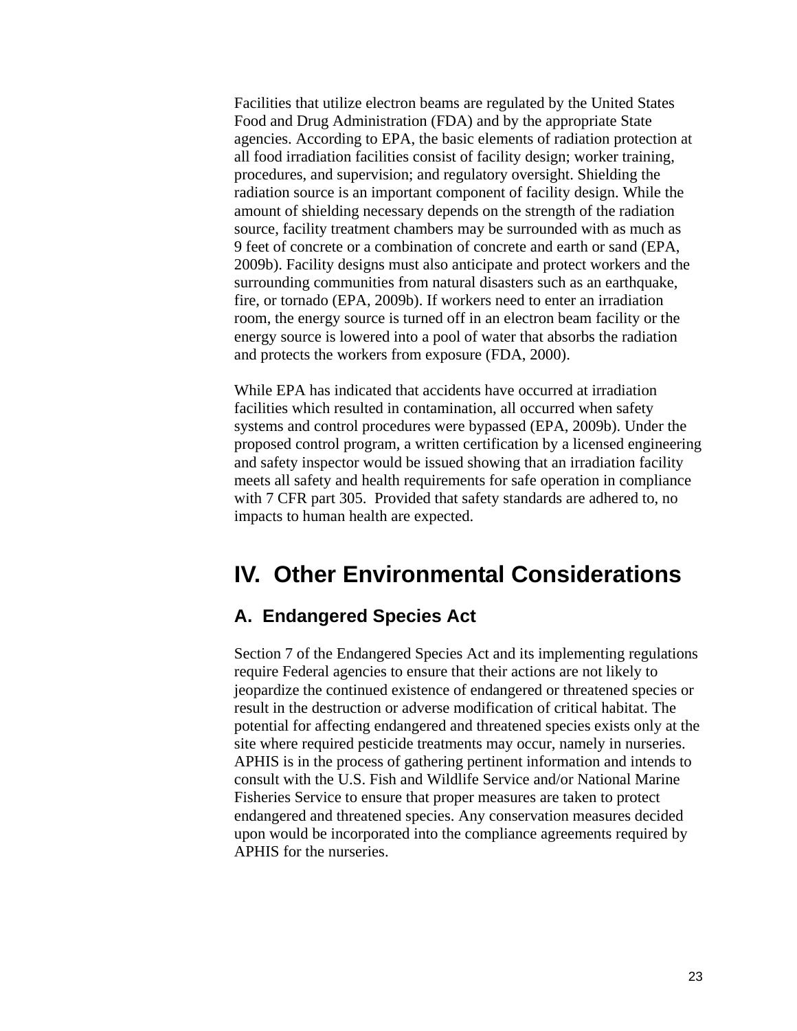Facilities that utilize electron beams are regulated by the United States Food and Drug Administration (FDA) and by the appropriate State agencies. According to EPA, the basic elements of radiation protection at all food irradiation facilities consist of facility design; worker training, procedures, and supervision; and regulatory oversight. Shielding the radiation source is an important component of facility design. While the amount of shielding necessary depends on the strength of the radiation source, facility treatment chambers may be surrounded with as much as 9 feet of concrete or a combination of concrete and earth or sand (EPA, 2009b). Facility designs must also anticipate and protect workers and the surrounding communities from natural disasters such as an earthquake, fire, or tornado (EPA, 2009b). If workers need to enter an irradiation room, the energy source is turned off in an electron beam facility or the energy source is lowered into a pool of water that absorbs the radiation and protects the workers from exposure (FDA, 2000).

While EPA has indicated that accidents have occurred at irradiation facilities which resulted in contamination, all occurred when safety systems and control procedures were bypassed (EPA, 2009b). Under the proposed control program, a written certification by a licensed engineering and safety inspector would be issued showing that an irradiation facility meets all safety and health requirements for safe operation in compliance with 7 CFR part 305. Provided that safety standards are adhered to, no impacts to human health are expected.

# IV. Other Environmental Considerations

## A. Endangered Species Act

Section 7 of the Endangered Species Act and its implementing regulations require Federal agencies to ensure that their actions are not likely to jeopardize the continued existence of endangered or threatened species or result in the destruction or adverse modification of critical habitat. The potential for affecting endangered and threatened species exists only at the site where required pesticide treatments may occur, namely in nurseries. APHIS is in the process of gathering pertinent information and intends to consult with the U.S. Fish and Wildlife Service and/or National Marine Fisheries Service to ensure that proper measures are taken to protect endangered and threatened species. Any conservation measures decided upon would be incorporated into the compliance agreements required by APHIS for the nurseries.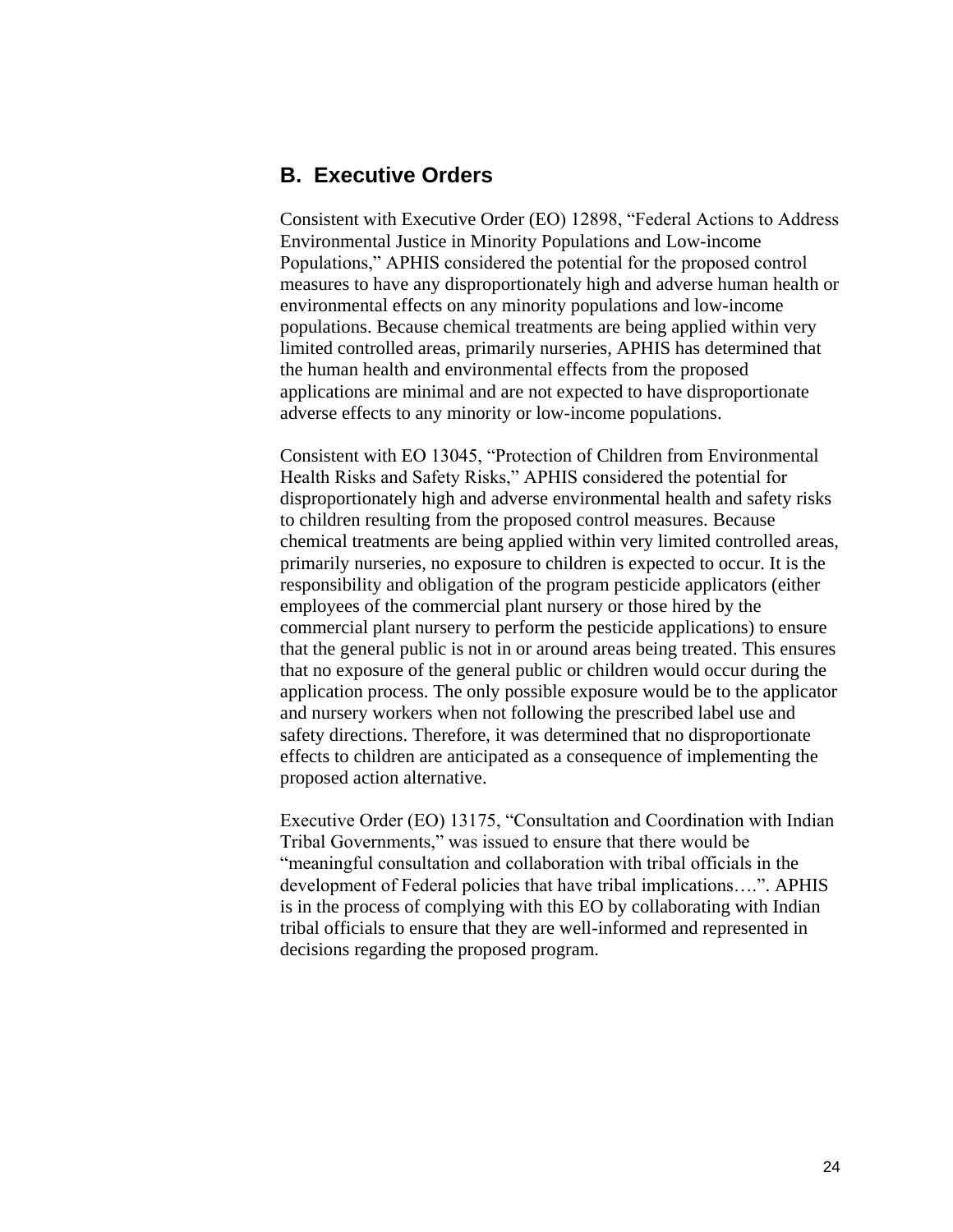## B. Executive Orders

Consistent with Executive Order (EO) 12898, "Federal Actions to Address Environmental Justice in Minority Populations and Low-income Populations," APHIS considered the potential for the proposed control measures to have any disproportionately high and adverse human health or environmental effects on any minority populations and low-income populations. Because chemical treatments are being applied within very limited controlled areas, primarily nurseries, APHIS has determined that the human health and environmental effects from the proposed applications are minimal and are not expected to have disproportionate adverse effects to any minority or low-income populations.

Consistent with EO 13045, "Protection of Children from Environmental Health Risks and Safety Risks," APHIS considered the potential for disproportionately high and adverse environmental health and safety risks to children resulting from the proposed control measures. Because chemical treatments are being applied within very limited controlled areas, primarily nurseries, no exposure to children is expected to occur. It is the responsibility and obligation of the program pesticide applicators (either employees of the commercial plant nursery or those hired by the commercial plant nursery to perform the pesticide applications) to ensure that the general public is not in or around areas being treated. This ensures that no exposure of the general public or children would occur during the application process. The only possible exposure would be to the applicator and nursery workers when not following the prescribed label use and safety directions. Therefore, it was determined that no disproportionate effects to children are anticipated as a consequence of implementing the proposed action alternative.

Executive Order (EO) 13175, "Consultation and Coordination with Indian Tribal Governments," was issued to ensure that there would be "meaningful consultation and collaboration with tribal officials in the development of Federal policies that have tribal implications….". APHIS is in the process of complying with this EO by collaborating with Indian tribal officials to ensure that they are well-informed and represented in decisions regarding the proposed program.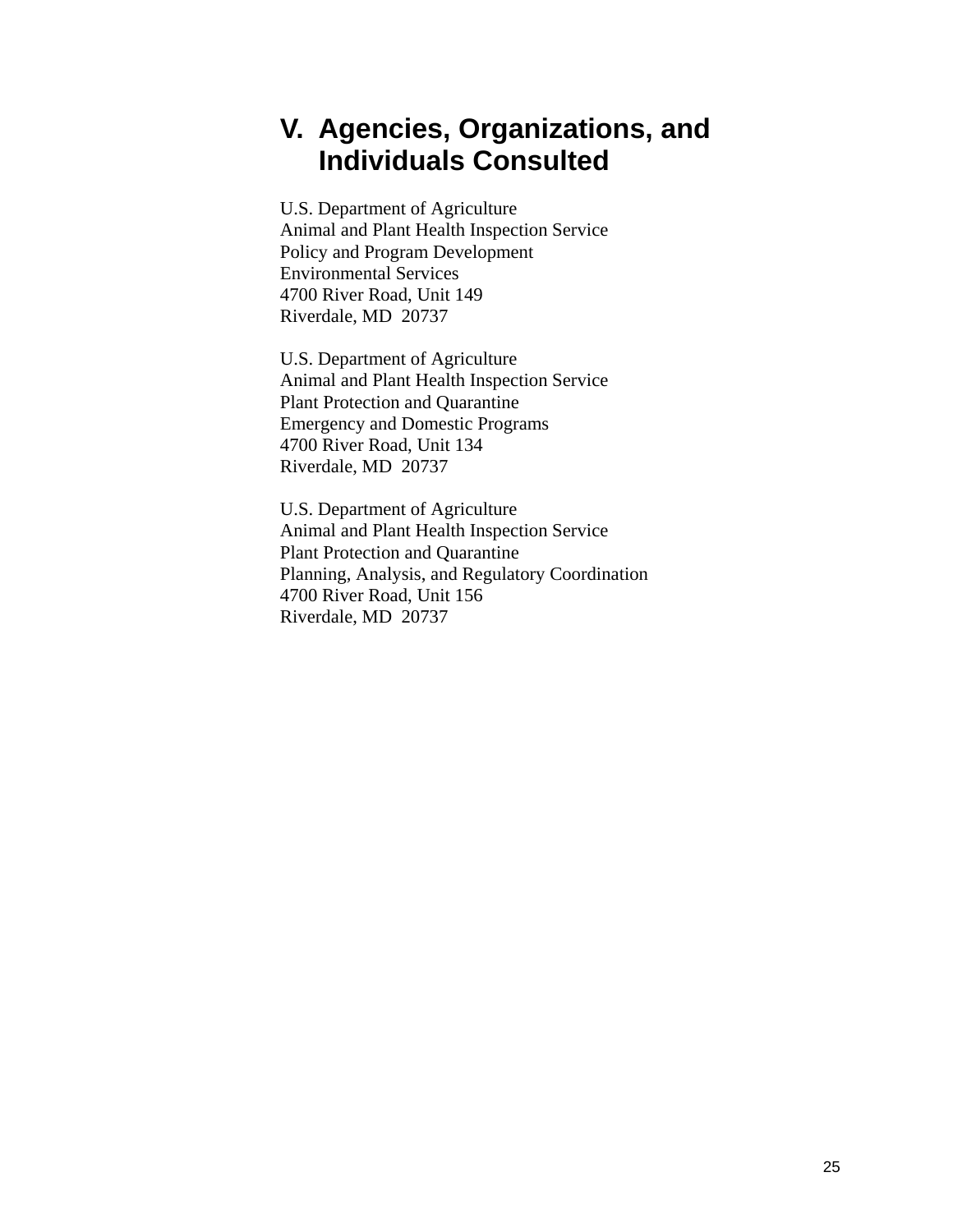# V. Agencies, Organizations, and Individuals Consulted

U.S. Department of Agriculture
Animal and Plant Health Inspection Service
Policy and Program Development
Environmental Services
4700 River Road, Unit 149
Riverdale, MD 20737

U.S. Department of Agriculture
Animal and Plant Health Inspection Service
Plant Protection and Quarantine
Emergency and Domestic Programs
4700 River Road, Unit 134
Riverdale, MD 20737

U.S. Department of Agriculture
Animal and Plant Health Inspection Service
Plant Protection and Quarantine
Planning, Analysis, and Regulatory Coordination
4700 River Road, Unit 156
Riverdale, MD 20737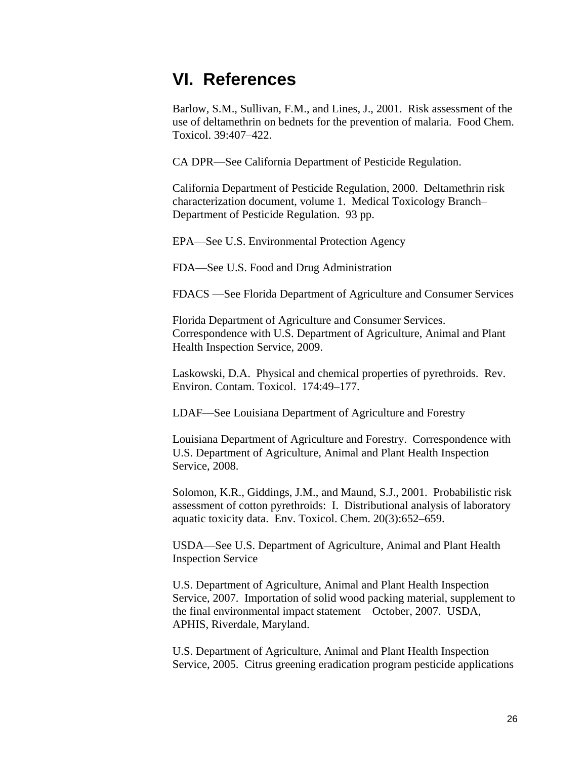# VI. References

Barlow, S.M., Sullivan, F.M., and Lines, J., 2001. Risk assessment of the use of deltamethrin on bednets for the prevention of malaria. Food Chem. Toxicol. 39:407–422.

CA DPR—See California Department of Pesticide Regulation.

California Department of Pesticide Regulation, 2000. Deltamethrin risk characterization document, volume 1. Medical Toxicology Branch–Department of Pesticide Regulation. 93 pp.

EPA—See U.S. Environmental Protection Agency

FDA—See U.S. Food and Drug Administration

FDACS —See Florida Department of Agriculture and Consumer Services

Florida Department of Agriculture and Consumer Services. Correspondence with U.S. Department of Agriculture, Animal and Plant Health Inspection Service, 2009.

Laskowski, D.A. Physical and chemical properties of pyrethroids. Rev. Environ. Contam. Toxicol. 174:49–177.

LDAF—See Louisiana Department of Agriculture and Forestry

Louisiana Department of Agriculture and Forestry. Correspondence with U.S. Department of Agriculture, Animal and Plant Health Inspection Service, 2008.

Solomon, K.R., Giddings, J.M., and Maund, S.J., 2001. Probabilistic risk assessment of cotton pyrethroids: I. Distributional analysis of laboratory aquatic toxicity data. Env. Toxicol. Chem. 20(3):652–659.

USDA—See U.S. Department of Agriculture, Animal and Plant Health Inspection Service

U.S. Department of Agriculture, Animal and Plant Health Inspection Service, 2007. Importation of solid wood packing material, supplement to the final environmental impact statement—October, 2007. USDA, APHIS, Riverdale, Maryland.

U.S. Department of Agriculture, Animal and Plant Health Inspection Service, 2005. Citrus greening eradication program pesticide applications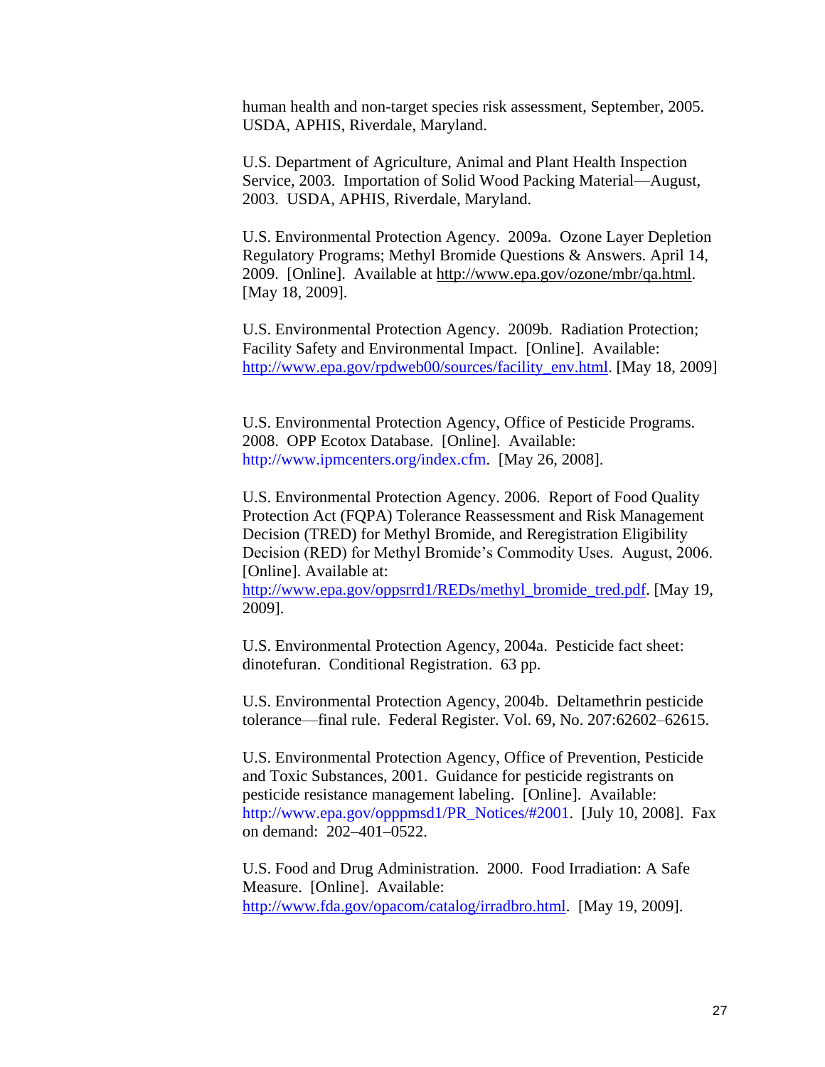human health and non-target species risk assessment, September, 2005. USDA, APHIS, Riverdale, Maryland.

U.S. Department of Agriculture, Animal and Plant Health Inspection Service, 2003. Importation of Solid Wood Packing Material—August, 2003. USDA, APHIS, Riverdale, Maryland.

U.S. Environmental Protection Agency. 2009a. Ozone Layer Depletion Regulatory Programs; Methyl Bromide Questions & Answers. April 14, 2009. [Online]. Available at http://www.epa.gov/ozone/mbr/qa.html. [May 18, 2009].

U.S. Environmental Protection Agency. 2009b. Radiation Protection; Facility Safety and Environmental Impact. [Online]. Available: http://www.epa.gov/rpdweb00/sources/facility_env.html. [May 18, 2009]

U.S. Environmental Protection Agency, Office of Pesticide Programs. 2008. OPP Ecotox Database. [Online]. Available: http://www.ipmcenters.org/index.cfm. [May 26, 2008].

U.S. Environmental Protection Agency. 2006. Report of Food Quality Protection Act (FQPA) Tolerance Reassessment and Risk Management Decision (TRED) for Methyl Bromide, and Reregistration Eligibility Decision (RED) for Methyl Bromide's Commodity Uses. August, 2006. [Online]. Available at: http://www.epa.gov/oppsrrd1/REDs/methyl_bromide_tred.pdf. [May 19, 2009].

U.S. Environmental Protection Agency, 2004a. Pesticide fact sheet: dinotefuran. Conditional Registration. 63 pp.

U.S. Environmental Protection Agency, 2004b. Deltamethrin pesticide tolerance—final rule. Federal Register. Vol. 69, No. 207:62602–62615.

U.S. Environmental Protection Agency, Office of Prevention, Pesticide and Toxic Substances, 2001. Guidance for pesticide registrants on pesticide resistance management labeling. [Online]. Available: http://www.epa.gov/opppmsd1/PR_Notices/#2001. [July 10, 2008]. Fax on demand: 202–401–0522.

U.S. Food and Drug Administration. 2000. Food Irradiation: A Safe Measure. [Online]. Available: http://www.fda.gov/opacom/catalog/irradbro.html. [May 19, 2009].